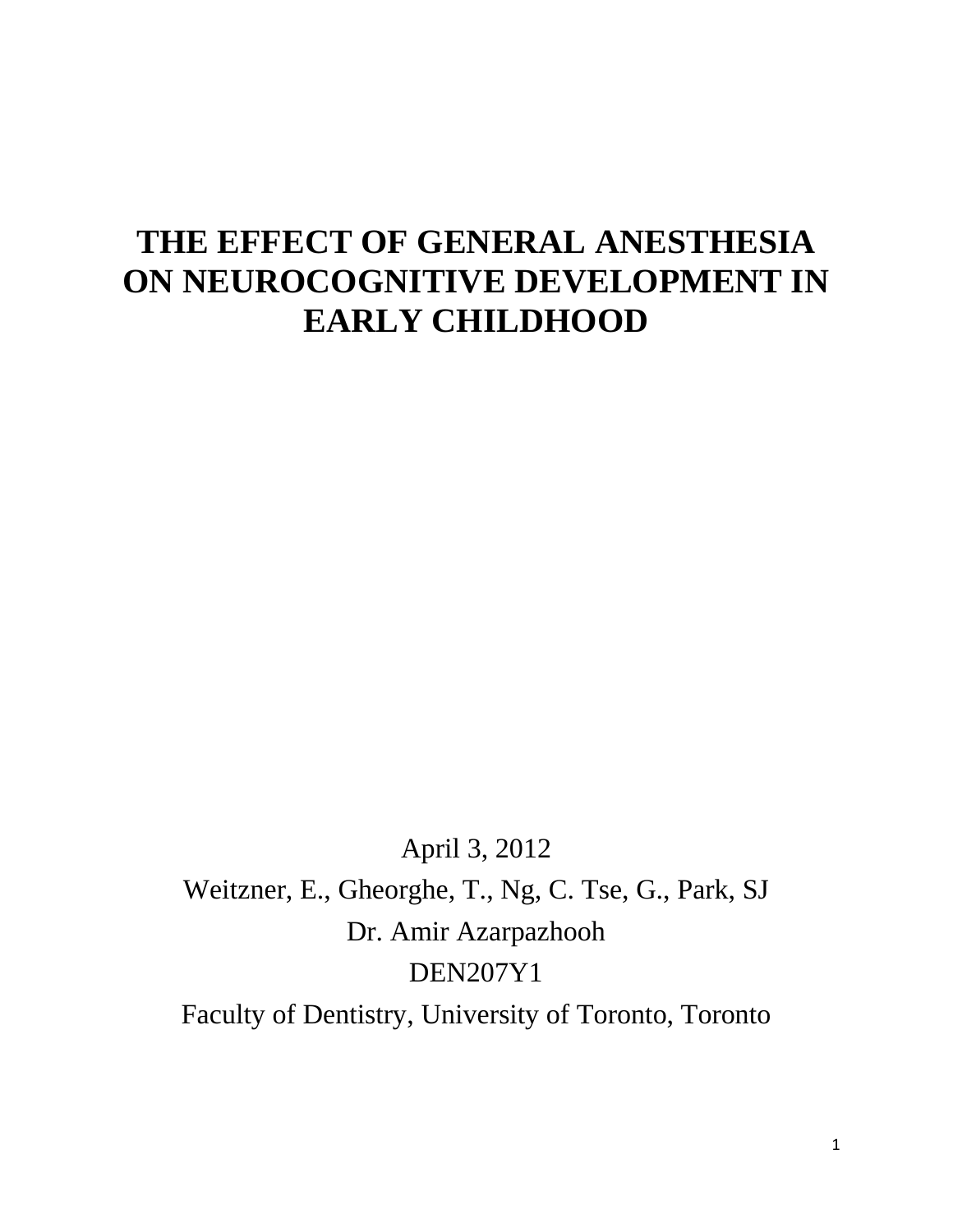# THE EFFECT OF GENERAL ANESTHESIA ON NEUROCOGNITIVE DEVELOPMENT IN EARLY CHILDHOOD

April 3, 2012

Weitzner, E., Gheorghe, T., Ng, C. Tse, G., Park, SJ

Dr. Amir Azarpazhooh

DEN207Y1

Faculty of Dentistry, University of Toronto, Toronto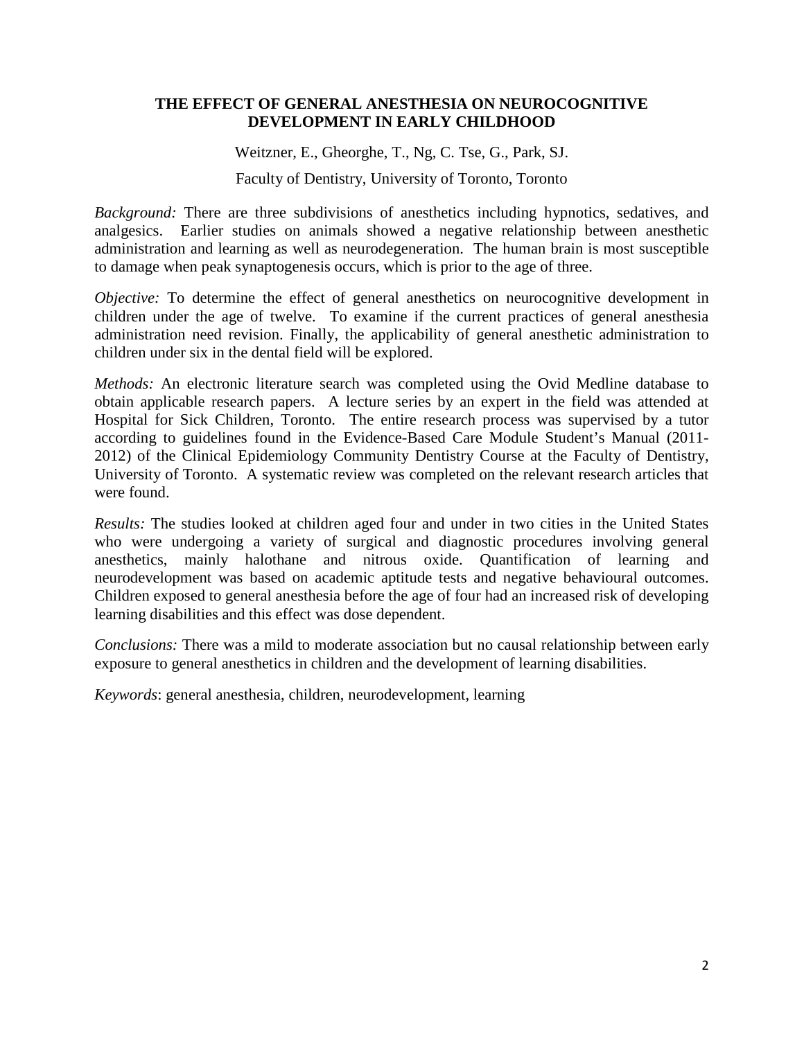## THE EFFECT OF GENERAL ANESTHESIA ON NEUROCOGNITIVE DEVELOPMENT IN EARLY CHILDHOOD

Weitzner, E., Gheorghe, T., Ng, C. Tse, G., Park, SJ.

Faculty of Dentistry, University of Toronto, Toronto

*Background:* There are three subdivisions of anesthetics including hypnotics, sedatives, and analgesics. Earlier studies on animals showed a negative relationship between anesthetic administration and learning as well as neurodegeneration. The human brain is most susceptible to damage when peak synaptogenesis occurs, which is prior to the age of three.

*Objective:* To determine the effect of general anesthetics on neurocognitive development in children under the age of twelve. To examine if the current practices of general anesthesia administration need revision. Finally, the applicability of general anesthetic administration to children under six in the dental field will be explored.

*Methods:* An electronic literature search was completed using the Ovid Medline database to obtain applicable research papers. A lecture series by an expert in the field was attended at Hospital for Sick Children, Toronto. The entire research process was supervised by a tutor according to guidelines found in the Evidence-Based Care Module Student's Manual (2011-2012) of the Clinical Epidemiology Community Dentistry Course at the Faculty of Dentistry, University of Toronto. A systematic review was completed on the relevant research articles that were found.

*Results:* The studies looked at children aged four and under in two cities in the United States who were undergoing a variety of surgical and diagnostic procedures involving general anesthetics, mainly halothane and nitrous oxide. Quantification of learning and neurodevelopment was based on academic aptitude tests and negative behavioural outcomes. Children exposed to general anesthesia before the age of four had an increased risk of developing learning disabilities and this effect was dose dependent.

*Conclusions:* There was a mild to moderate association but no causal relationship between early exposure to general anesthetics in children and the development of learning disabilities.

*Keywords*: general anesthesia, children, neurodevelopment, learning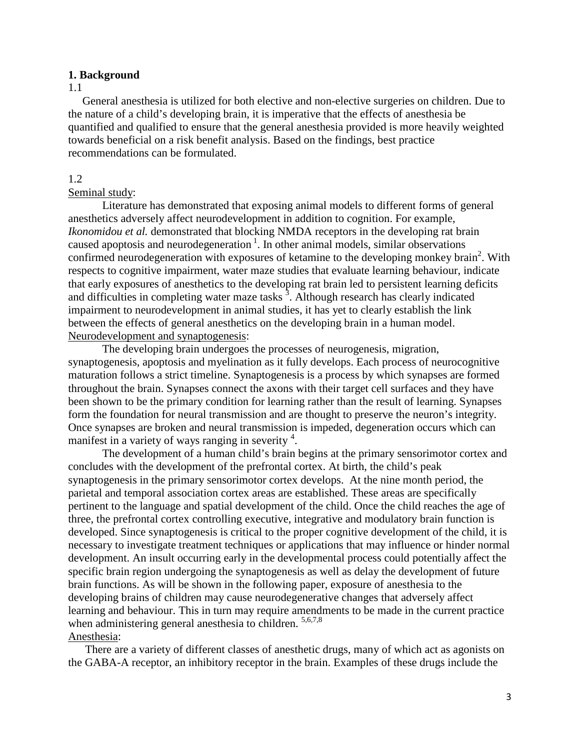## 1. Background

1.1

General anesthesia is utilized for both elective and non-elective surgeries on children. Due to the nature of a child's developing brain, it is imperative that the effects of anesthesia be quantified and qualified to ensure that the general anesthesia provided is more heavily weighted towards beneficial on a risk benefit analysis. Based on the findings, best practice recommendations can be formulated.

1.2

Seminal study:

Literature has demonstrated that exposing animal models to different forms of general anesthetics adversely affect neurodevelopment in addition to cognition. For example, *Ikonomidou et al.* demonstrated that blocking NMDA receptors in the developing rat brain caused apoptosis and neurodegeneration [1]. In other animal models, similar observations confirmed neurodegeneration with exposures of ketamine to the developing monkey brain[2]. With respects to cognitive impairment, water maze studies that evaluate learning behaviour, indicate that early exposures of anesthetics to the developing rat brain led to persistent learning deficits and difficulties in completing water maze tasks [3]. Although research has clearly indicated impairment to neurodevelopment in animal studies, it has yet to clearly establish the link between the effects of general anesthetics on the developing brain in a human model.

Neurodevelopment and synaptogenesis:

The developing brain undergoes the processes of neurogenesis, migration, synaptogenesis, apoptosis and myelination as it fully develops. Each process of neurocognitive maturation follows a strict timeline. Synaptogenesis is a process by which synapses are formed throughout the brain. Synapses connect the axons with their target cell surfaces and they have been shown to be the primary condition for learning rather than the result of learning. Synapses form the foundation for neural transmission and are thought to preserve the neuron's integrity. Once synapses are broken and neural transmission is impeded, degeneration occurs which can manifest in a variety of ways ranging in severity [4].

The development of a human child's brain begins at the primary sensorimotor cortex and concludes with the development of the prefrontal cortex. At birth, the child's peak synaptogenesis in the primary sensorimotor cortex develops. At the nine month period, the parietal and temporal association cortex areas are established. These areas are specifically pertinent to the language and spatial development of the child. Once the child reaches the age of three, the prefrontal cortex controlling executive, integrative and modulatory brain function is developed. Since synaptogenesis is critical to the proper cognitive development of the child, it is necessary to investigate treatment techniques or applications that may influence or hinder normal development. An insult occurring early in the developmental process could potentially affect the specific brain region undergoing the synaptogenesis as well as delay the development of future brain functions. As will be shown in the following paper, exposure of anesthesia to the developing brains of children may cause neurodegenerative changes that adversely affect learning and behaviour. This in turn may require amendments to be made in the current practice when administering general anesthesia to children. [5,6,7,8]

Anesthesia:

There are a variety of different classes of anesthetic drugs, many of which act as agonists on the GABA-A receptor, an inhibitory receptor in the brain. Examples of these drugs include the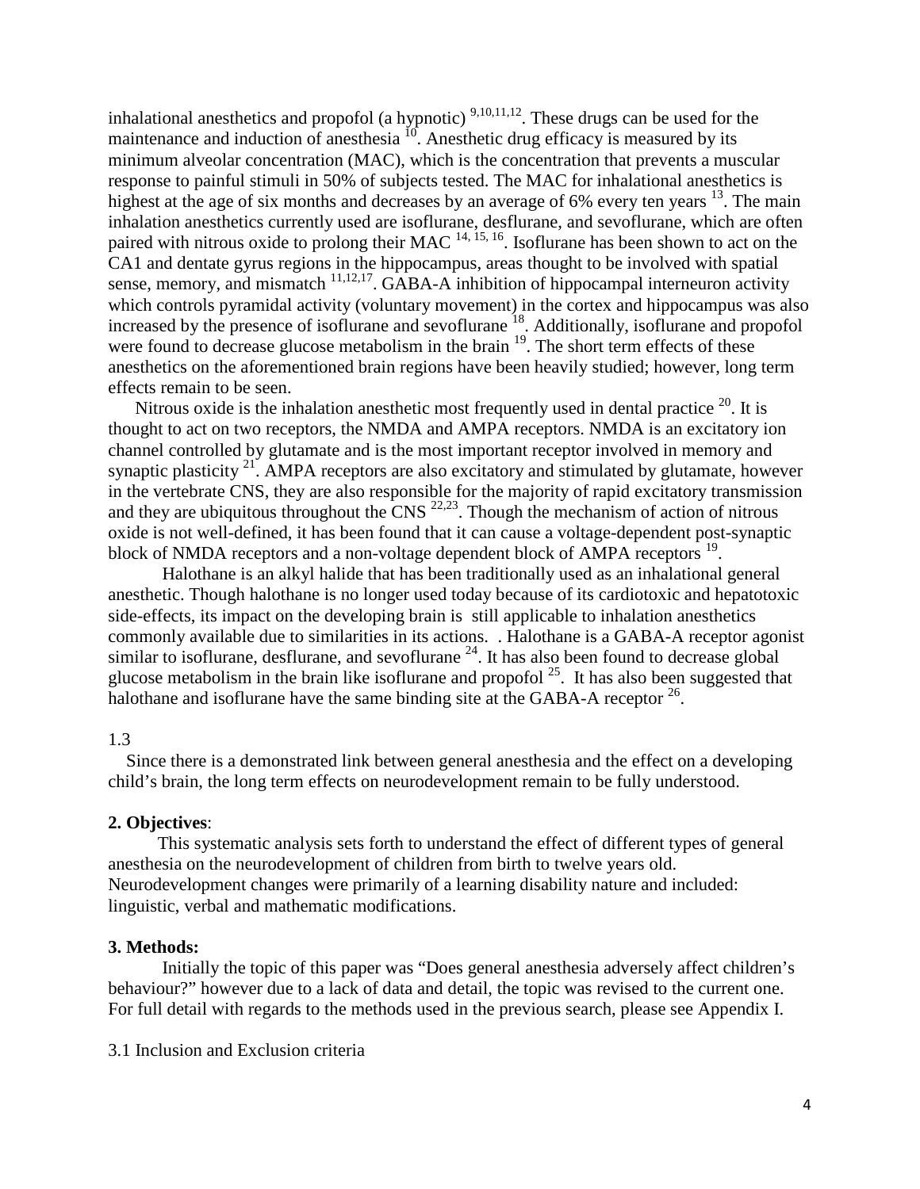inhalational anesthetics and propofol (a hypnotic) [9,10,11,12]. These drugs can be used for the maintenance and induction of anesthesia [10]. Anesthetic drug efficacy is measured by its minimum alveolar concentration (MAC), which is the concentration that prevents a muscular response to painful stimuli in 50% of subjects tested. The MAC for inhalational anesthetics is highest at the age of six months and decreases by an average of 6% every ten years [13]. The main inhalation anesthetics currently used are isoflurane, desflurane, and sevoflurane, which are often paired with nitrous oxide to prolong their MAC [14, 15, 16]. Isoflurane has been shown to act on the CA1 and dentate gyrus regions in the hippocampus, areas thought to be involved with spatial sense, memory, and mismatch [11,12,17]. GABA-A inhibition of hippocampal interneuron activity which controls pyramidal activity (voluntary movement) in the cortex and hippocampus was also increased by the presence of isoflurane and sevoflurane [18]. Additionally, isoflurane and propofol were found to decrease glucose metabolism in the brain [19]. The short term effects of these anesthetics on the aforementioned brain regions have been heavily studied; however, long term effects remain to be seen.

Nitrous oxide is the inhalation anesthetic most frequently used in dental practice [20]. It is thought to act on two receptors, the NMDA and AMPA receptors. NMDA is an excitatory ion channel controlled by glutamate and is the most important receptor involved in memory and synaptic plasticity [21]. AMPA receptors are also excitatory and stimulated by glutamate, however in the vertebrate CNS, they are also responsible for the majority of rapid excitatory transmission and they are ubiquitous throughout the CNS [22,23]. Though the mechanism of action of nitrous oxide is not well-defined, it has been found that it can cause a voltage-dependent post-synaptic block of NMDA receptors and a non-voltage dependent block of AMPA receptors [19].

Halothane is an alkyl halide that has been traditionally used as an inhalational general anesthetic. Though halothane is no longer used today because of its cardiotoxic and hepatotoxic side-effects, its impact on the developing brain is still applicable to inhalation anesthetics commonly available due to similarities in its actions. . Halothane is a GABA-A receptor agonist similar to isoflurane, desflurane, and sevoflurane [24]. It has also been found to decrease global glucose metabolism in the brain like isoflurane and propofol [25]. It has also been suggested that halothane and isoflurane have the same binding site at the GABA-A receptor [26].

1.3

Since there is a demonstrated link between general anesthesia and the effect on a developing child's brain, the long term effects on neurodevelopment remain to be fully understood.

**2. Objectives**:

This systematic analysis sets forth to understand the effect of different types of general anesthesia on the neurodevelopment of children from birth to twelve years old. Neurodevelopment changes were primarily of a learning disability nature and included: linguistic, verbal and mathematic modifications.

**3. Methods:**

Initially the topic of this paper was "Does general anesthesia adversely affect children's behaviour?" however due to a lack of data and detail, the topic was revised to the current one. For full detail with regards to the methods used in the previous search, please see Appendix I.

3.1 Inclusion and Exclusion criteria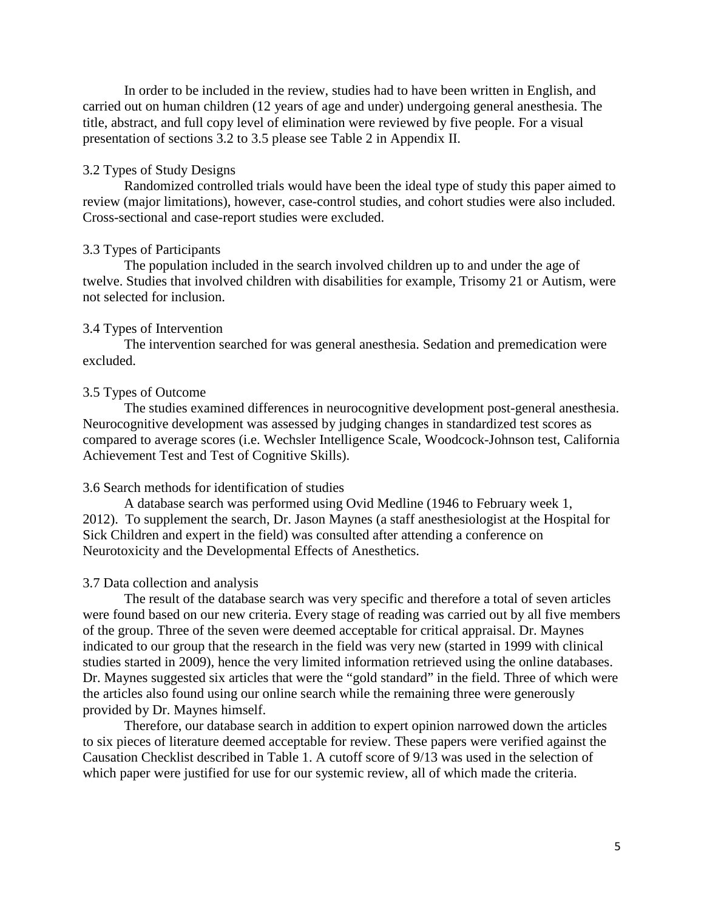In order to be included in the review, studies had to have been written in English, and carried out on human children (12 years of age and under) undergoing general anesthesia. The title, abstract, and full copy level of elimination were reviewed by five people. For a visual presentation of sections 3.2 to 3.5 please see Table 2 in Appendix II.

### 3.2 Types of Study Designs

Randomized controlled trials would have been the ideal type of study this paper aimed to review (major limitations), however, case-control studies, and cohort studies were also included. Cross-sectional and case-report studies were excluded.

### 3.3 Types of Participants

The population included in the search involved children up to and under the age of twelve. Studies that involved children with disabilities for example, Trisomy 21 or Autism, were not selected for inclusion.

### 3.4 Types of Intervention

The intervention searched for was general anesthesia. Sedation and premedication were excluded.

### 3.5 Types of Outcome

The studies examined differences in neurocognitive development post-general anesthesia. Neurocognitive development was assessed by judging changes in standardized test scores as compared to average scores (i.e. Wechsler Intelligence Scale, Woodcock-Johnson test, California Achievement Test and Test of Cognitive Skills).

### 3.6 Search methods for identification of studies

A database search was performed using Ovid Medline (1946 to February week 1, 2012). To supplement the search, Dr. Jason Maynes (a staff anesthesiologist at the Hospital for Sick Children and expert in the field) was consulted after attending a conference on Neurotoxicity and the Developmental Effects of Anesthetics.

### 3.7 Data collection and analysis

The result of the database search was very specific and therefore a total of seven articles were found based on our new criteria. Every stage of reading was carried out by all five members of the group. Three of the seven were deemed acceptable for critical appraisal. Dr. Maynes indicated to our group that the research in the field was very new (started in 1999 with clinical studies started in 2009), hence the very limited information retrieved using the online databases. Dr. Maynes suggested six articles that were the "gold standard" in the field. Three of which were the articles also found using our online search while the remaining three were generously provided by Dr. Maynes himself.

Therefore, our database search in addition to expert opinion narrowed down the articles to six pieces of literature deemed acceptable for review. These papers were verified against the Causation Checklist described in Table 1. A cutoff score of 9/13 was used in the selection of which paper were justified for use for our systemic review, all of which made the criteria.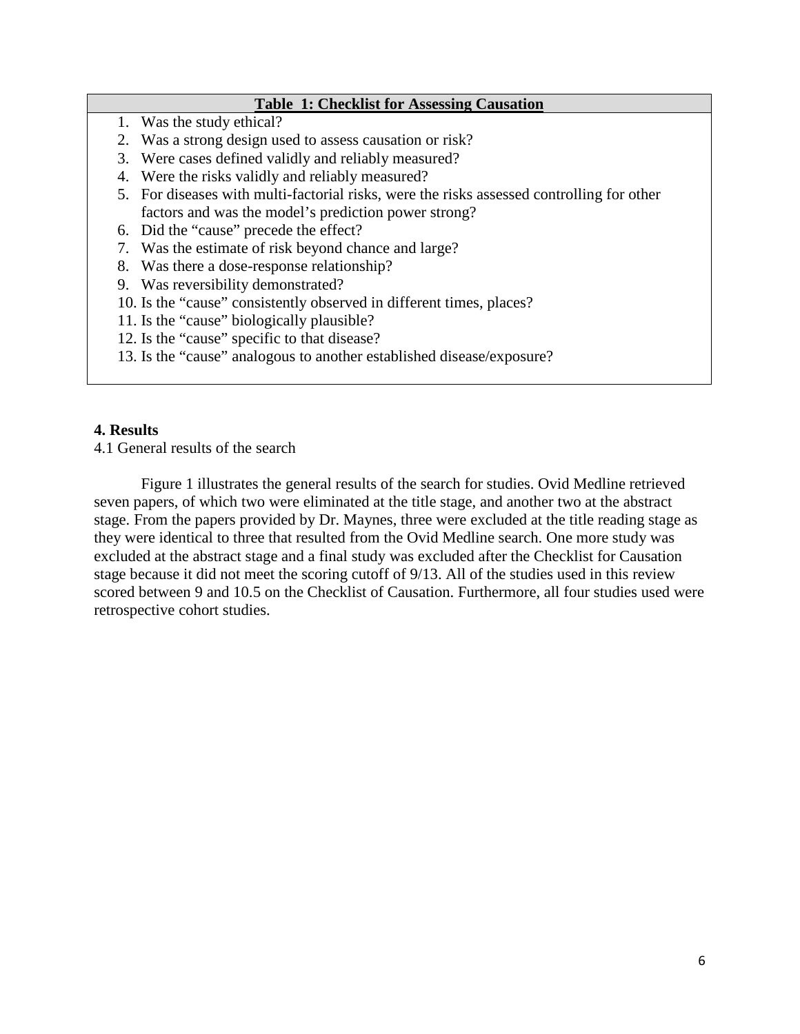**Table 1: Checklist for Assessing Causation**

1. Was the study ethical?
2. Was a strong design used to assess causation or risk?
3. Were cases defined validly and reliably measured?
4. Were the risks validly and reliably measured?
5. For diseases with multi-factorial risks, were the risks assessed controlling for other factors and was the model's prediction power strong?
6. Did the "cause" precede the effect?
7. Was the estimate of risk beyond chance and large?
8. Was there a dose-response relationship?
9. Was reversibility demonstrated?
10. Is the "cause" consistently observed in different times, places?
11. Is the "cause" biologically plausible?
12. Is the "cause" specific to that disease?
13. Is the "cause" analogous to another established disease/exposure?

## 4. Results

### 4.1 General results of the search

Figure 1 illustrates the general results of the search for studies. Ovid Medline retrieved seven papers, of which two were eliminated at the title stage, and another two at the abstract stage. From the papers provided by Dr. Maynes, three were excluded at the title reading stage as they were identical to three that resulted from the Ovid Medline search. One more study was excluded at the abstract stage and a final study was excluded after the Checklist for Causation stage because it did not meet the scoring cutoff of 9/13. All of the studies used in this review scored between 9 and 10.5 on the Checklist of Causation. Furthermore, all four studies used were retrospective cohort studies.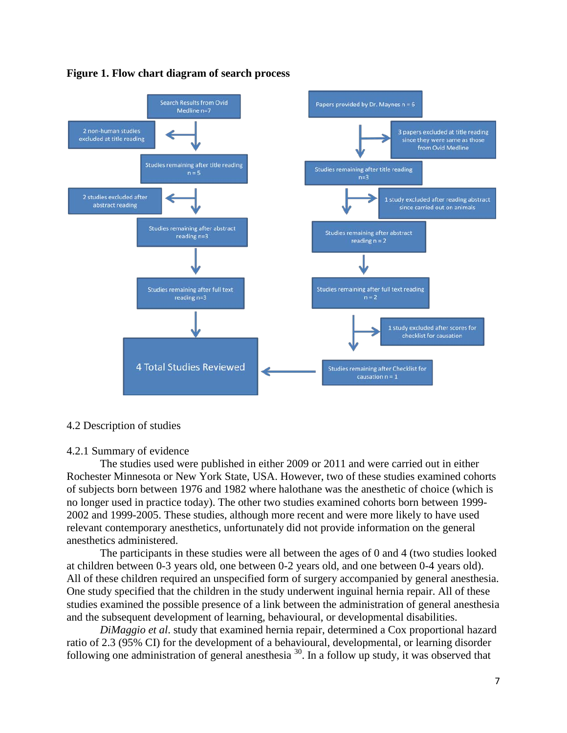**Figure 1. Flow chart diagram of search process**

Search Results from Ovid Medline n=7

2 non-human studies excluded at title reading

Studies remaining after title reading n = 5

2 studies excluded after abstract reading

Studies remaining after abstract reading n=3

Studies remaining after full text reading n=3

Papers provided by Dr. Maynes n = 6

3 papers excluded at title reading since they were same as those from Ovid Medline

Studies remaining after title reading n=3

1 study excluded after reading abstract since carried out on animals

Studies remaining after abstract reading n = 2

Studies remaining after full text reading n = 2

1 study excluded after scores for checklist for causation

Studies remaining after Checklist for causation n = 1

4 Total Studies Reviewed

4.2 Description of studies

4.2.1 Summary of evidence

The studies used were published in either 2009 or 2011 and were carried out in either Rochester Minnesota or New York State, USA. However, two of these studies examined cohorts of subjects born between 1976 and 1982 where halothane was the anesthetic of choice (which is no longer used in practice today). The other two studies examined cohorts born between 1999-2002 and 1999-2005. These studies, although more recent and were more likely to have used relevant contemporary anesthetics, unfortunately did not provide information on the general anesthetics administered.

The participants in these studies were all between the ages of 0 and 4 (two studies looked at children between 0-3 years old, one between 0-2 years old, and one between 0-4 years old). All of these children required an unspecified form of surgery accompanied by general anesthesia. One study specified that the children in the study underwent inguinal hernia repair. All of these studies examined the possible presence of a link between the administration of general anesthesia and the subsequent development of learning, behavioural, or developmental disabilities.

*DiMaggio et al*. study that examined hernia repair, determined a Cox proportional hazard ratio of 2.3 (95% CI) for the development of a behavioural, developmental, or learning disorder following one administration of general anesthesia [30]. In a follow up study, it was observed that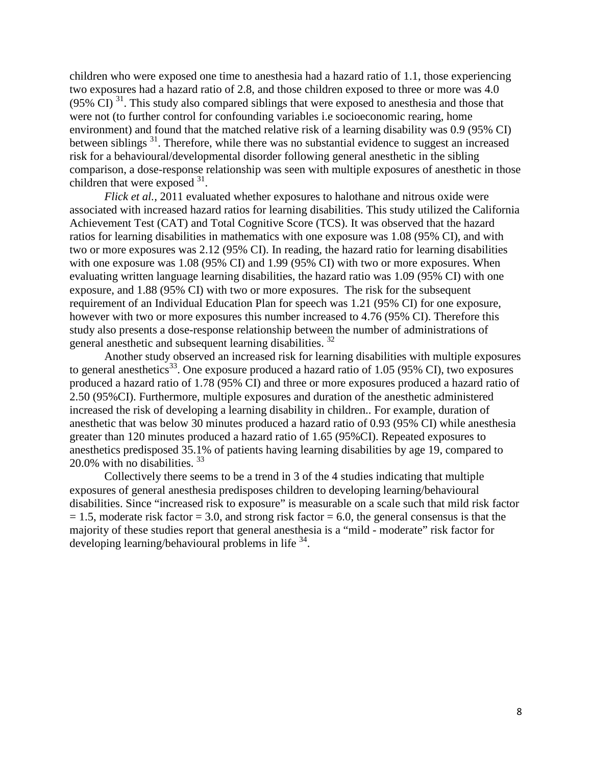children who were exposed one time to anesthesia had a hazard ratio of 1.1, those experiencing two exposures had a hazard ratio of 2.8, and those children exposed to three or more was 4.0 (95% CI) [31]. This study also compared siblings that were exposed to anesthesia and those that were not (to further control for confounding variables i.e socioeconomic rearing, home environment) and found that the matched relative risk of a learning disability was 0.9 (95% CI) between siblings [31]. Therefore, while there was no substantial evidence to suggest an increased risk for a behavioural/developmental disorder following general anesthetic in the sibling comparison, a dose-response relationship was seen with multiple exposures of anesthetic in those children that were exposed [31].

*Flick et al.,* 2011 evaluated whether exposures to halothane and nitrous oxide were associated with increased hazard ratios for learning disabilities. This study utilized the California Achievement Test (CAT) and Total Cognitive Score (TCS). It was observed that the hazard ratios for learning disabilities in mathematics with one exposure was 1.08 (95% CI), and with two or more exposures was 2.12 (95% CI). In reading, the hazard ratio for learning disabilities with one exposure was 1.08 (95% CI) and 1.99 (95% CI) with two or more exposures. When evaluating written language learning disabilities, the hazard ratio was 1.09 (95% CI) with one exposure, and 1.88 (95% CI) with two or more exposures. The risk for the subsequent requirement of an Individual Education Plan for speech was 1.21 (95% CI) for one exposure, however with two or more exposures this number increased to 4.76 (95% CI). Therefore this study also presents a dose-response relationship between the number of administrations of general anesthetic and subsequent learning disabilities. [32]

Another study observed an increased risk for learning disabilities with multiple exposures to general anesthetics[33]. One exposure produced a hazard ratio of 1.05 (95% CI), two exposures produced a hazard ratio of 1.78 (95% CI) and three or more exposures produced a hazard ratio of 2.50 (95%CI). Furthermore, multiple exposures and duration of the anesthetic administered increased the risk of developing a learning disability in children.. For example, duration of anesthetic that was below 30 minutes produced a hazard ratio of 0.93 (95% CI) while anesthesia greater than 120 minutes produced a hazard ratio of 1.65 (95%CI). Repeated exposures to anesthetics predisposed 35.1% of patients having learning disabilities by age 19, compared to 20.0% with no disabilities. [33]

Collectively there seems to be a trend in 3 of the 4 studies indicating that multiple exposures of general anesthesia predisposes children to developing learning/behavioural disabilities. Since "increased risk to exposure" is measurable on a scale such that mild risk factor = 1.5, moderate risk factor = 3.0, and strong risk factor = 6.0, the general consensus is that the majority of these studies report that general anesthesia is a "mild - moderate" risk factor for developing learning/behavioural problems in life [34].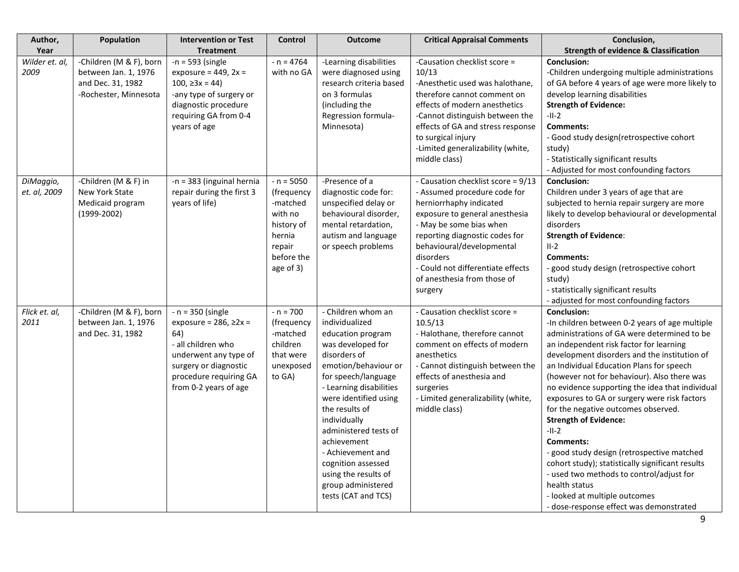| Author, Year | Population | Intervention or Test Treatment | Control | Outcome | Critical Appraisal Comments | Conclusion, Strength of evidence & Classification |
|---|---|---|---|---|---|---|
| *Wilder et. al, 2009* | -Children (M & F), born between Jan. 1, 1976 and Dec. 31, 1982<br>-Rochester, Minnesota | -n = 593 (single exposure = 449, 2x = 100, ≥3x = 44)<br>-any type of surgery or diagnostic procedure requiring GA from 0-4 years of age | - n = 4764 with no GA | -Learning disabilities were diagnosed using research criteria based on 3 formulas (including the Regression formula-Minnesota) | -Causation checklist score = 10/13<br>-Anesthetic used was halothane, therefore cannot comment on effects of modern anesthetics<br>-Cannot distinguish between the effects of GA and stress response to surgical injury<br>-Limited generalizability (white, middle class) | **Conclusion:**<br>-Children undergoing multiple administrations of GA before 4 years of age were more likely to develop learning disabilities<br>**Strength of Evidence:**<br>-II-2<br>**Comments:**<br>- Good study design(retrospective cohort study)<br>- Statistically significant results<br>- Adjusted for most confounding factors |
| *DiMaggio, et. al, 2009* | -Children (M & F) in New York State Medicaid program (1999-2002) | -n = 383 (inguinal hernia repair during the first 3 years of life) | - n = 5050 (frequency -matched with no history of hernia repair before the age of 3) | -Presence of a diagnostic code for: unspecified delay or behavioural disorder, mental retardation, autism and language or speech problems | - Causation checklist score = 9/13<br>- Assumed procedure code for herniorrhaphy indicated exposure to general anesthesia<br>- May be some bias when reporting diagnostic codes for behavioural/developmental disorders<br>- Could not differentiate effects of anesthesia from those of surgery | **Conclusion:**<br>Children under 3 years of age that are subjected to hernia repair surgery are more likely to develop behavioural or developmental disorders<br>**Strength of Evidence**:<br>II-2<br>**Comments:**<br>- good study design (retrospective cohort study)<br>- statistically significant results<br>- adjusted for most confounding factors |
| *Flick et. al, 2011* | -Children (M & F), born between Jan. 1, 1976 and Dec. 31, 1982 | - n = 350 (single exposure = 286, ≥2x = 64)<br>- all children who underwent any type of surgery or diagnostic procedure requiring GA from 0-2 years of age | - n = 700 (frequency -matched children that were unexposed to GA) | - Children whom an individualized education program was developed for disorders of emotion/behaviour or for speech/language<br>- Learning disabilities were identified using the results of individually administered tests of achievement<br>- Achievement and cognition assessed using the results of group administered tests (CAT and TCS) | - Causation checklist score = 10.5/13<br>- Halothane, therefore cannot comment on effects of modern anesthetics<br>- Cannot distinguish between the effects of anesthesia and surgeries<br>- Limited generalizability (white, middle class) | **Conclusion:**<br>-In children between 0-2 years of age multiple administrations of GA were determined to be an independent risk factor for learning development disorders and the institution of an Individual Education Plans for speech (however not for behaviour). Also there was no evidence supporting the idea that individual exposures to GA or surgery were risk factors for the negative outcomes observed.<br>**Strength of Evidence:**<br>-II-2<br>**Comments:**<br>- good study design (retrospective matched cohort study); statistically significant results<br>- used two methods to control/adjust for health status<br>- looked at multiple outcomes<br>- dose-response effect was demonstrated |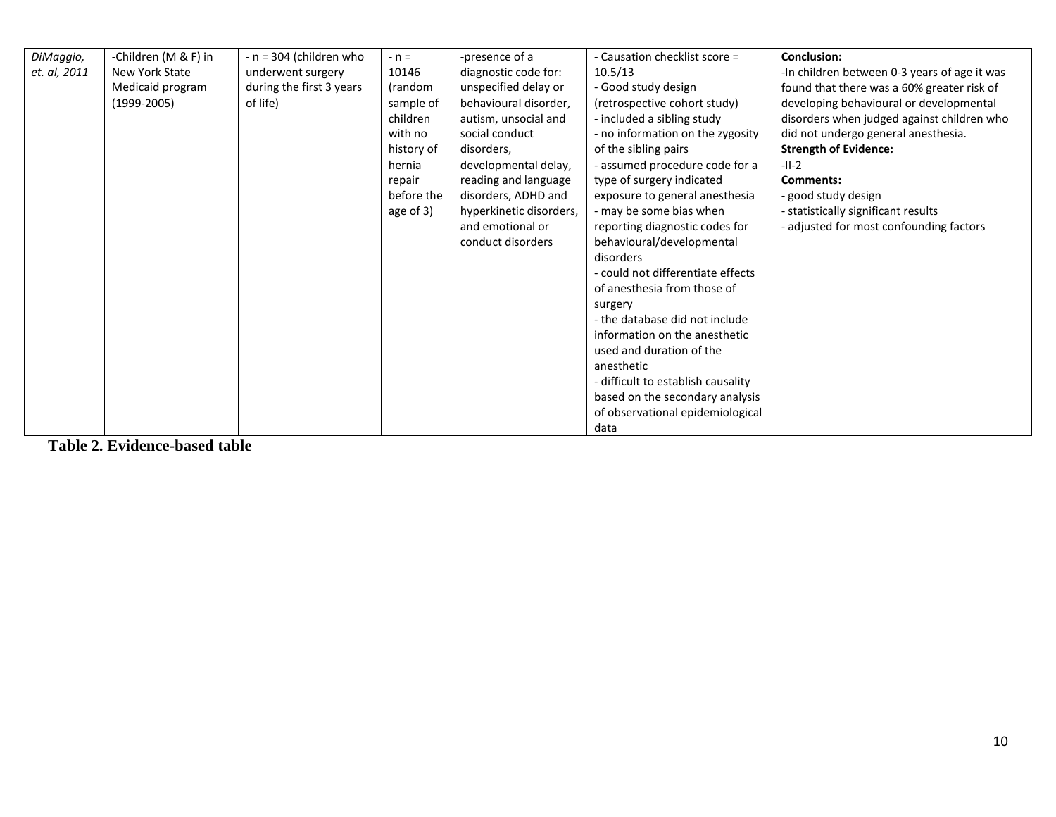| | | | | | | |
|---|---|---|---|---|---|---|
| *DiMaggio, et. al, 2011* | -Children (M & F) in New York State Medicaid program (1999-2005) | - n = 304 (children who underwent surgery during the first 3 years of life) | - n = 10146 (random sample of children with no history of hernia repair before the age of 3) | -presence of a diagnostic code for: unspecified delay or behavioural disorder, autism, unsocial and social conduct disorders, developmental delay, reading and language disorders, ADHD and hyperkinetic disorders, and emotional or conduct disorders | - Causation checklist score = 10.5/13<br>- Good study design (retrospective cohort study)<br>- included a sibling study<br>- no information on the zygosity of the sibling pairs<br>- assumed procedure code for a type of surgery indicated exposure to general anesthesia<br>- may be some bias when reporting diagnostic codes for behavioural/developmental disorders<br>- could not differentiate effects of anesthesia from those of surgery<br>- the database did not include information on the anesthetic used and duration of the anesthetic<br>- difficult to establish causality based on the secondary analysis of observational epidemiological data | **Conclusion:**<br>-In children between 0-3 years of age it was found that there was a 60% greater risk of developing behavioural or developmental disorders when judged against children who did not undergo general anesthesia.<br>**Strength of Evidence:**<br>-II-2<br>**Comments:**<br>- good study design<br>- statistically significant results<br>- adjusted for most confounding factors |

**Table 2. Evidence-based table**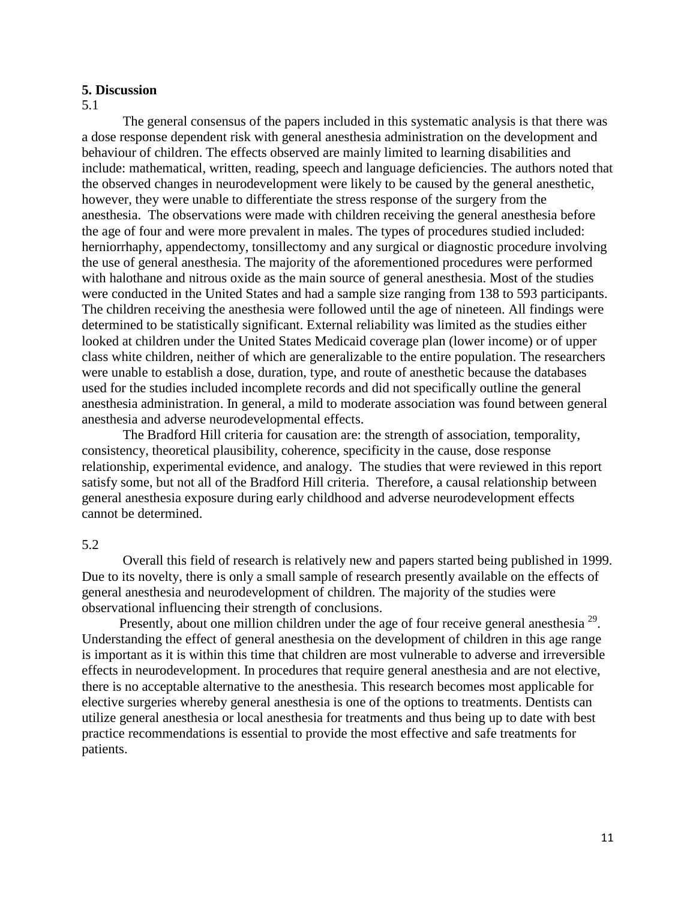## 5. Discussion

5.1

The general consensus of the papers included in this systematic analysis is that there was a dose response dependent risk with general anesthesia administration on the development and behaviour of children. The effects observed are mainly limited to learning disabilities and include: mathematical, written, reading, speech and language deficiencies. The authors noted that the observed changes in neurodevelopment were likely to be caused by the general anesthetic, however, they were unable to differentiate the stress response of the surgery from the anesthesia. The observations were made with children receiving the general anesthesia before the age of four and were more prevalent in males. The types of procedures studied included: herniorrhaphy, appendectomy, tonsillectomy and any surgical or diagnostic procedure involving the use of general anesthesia. The majority of the aforementioned procedures were performed with halothane and nitrous oxide as the main source of general anesthesia. Most of the studies were conducted in the United States and had a sample size ranging from 138 to 593 participants. The children receiving the anesthesia were followed until the age of nineteen. All findings were determined to be statistically significant. External reliability was limited as the studies either looked at children under the United States Medicaid coverage plan (lower income) or of upper class white children, neither of which are generalizable to the entire population. The researchers were unable to establish a dose, duration, type, and route of anesthetic because the databases used for the studies included incomplete records and did not specifically outline the general anesthesia administration. In general, a mild to moderate association was found between general anesthesia and adverse neurodevelopmental effects.

The Bradford Hill criteria for causation are: the strength of association, temporality, consistency, theoretical plausibility, coherence, specificity in the cause, dose response relationship, experimental evidence, and analogy. The studies that were reviewed in this report satisfy some, but not all of the Bradford Hill criteria. Therefore, a causal relationship between general anesthesia exposure during early childhood and adverse neurodevelopment effects cannot be determined.

5.2

Overall this field of research is relatively new and papers started being published in 1999. Due to its novelty, there is only a small sample of research presently available on the effects of general anesthesia and neurodevelopment of children. The majority of the studies were observational influencing their strength of conclusions.

Presently, about one million children under the age of four receive general anesthesia [29]. Understanding the effect of general anesthesia on the development of children in this age range is important as it is within this time that children are most vulnerable to adverse and irreversible effects in neurodevelopment. In procedures that require general anesthesia and are not elective, there is no acceptable alternative to the anesthesia. This research becomes most applicable for elective surgeries whereby general anesthesia is one of the options to treatments. Dentists can utilize general anesthesia or local anesthesia for treatments and thus being up to date with best practice recommendations is essential to provide the most effective and safe treatments for patients.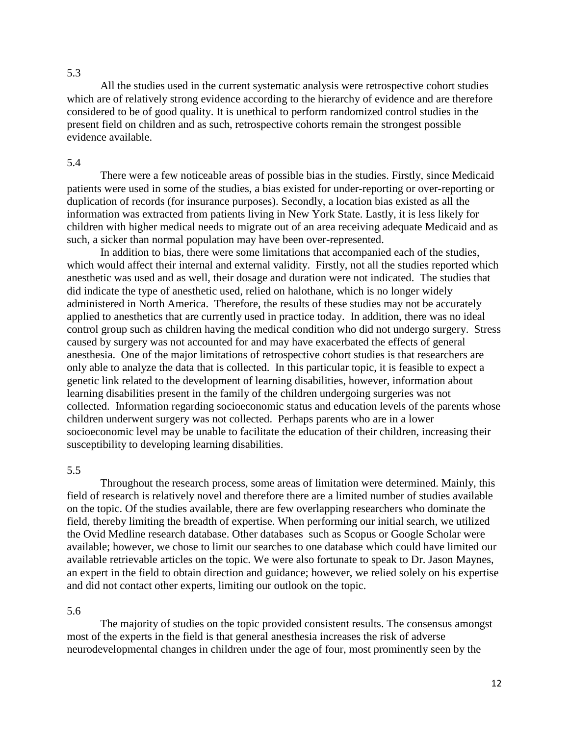5.3

All the studies used in the current systematic analysis were retrospective cohort studies which are of relatively strong evidence according to the hierarchy of evidence and are therefore considered to be of good quality. It is unethical to perform randomized control studies in the present field on children and as such, retrospective cohorts remain the strongest possible evidence available.

5.4

There were a few noticeable areas of possible bias in the studies. Firstly, since Medicaid patients were used in some of the studies, a bias existed for under-reporting or over-reporting or duplication of records (for insurance purposes). Secondly, a location bias existed as all the information was extracted from patients living in New York State. Lastly, it is less likely for children with higher medical needs to migrate out of an area receiving adequate Medicaid and as such, a sicker than normal population may have been over-represented.

In addition to bias, there were some limitations that accompanied each of the studies, which would affect their internal and external validity. Firstly, not all the studies reported which anesthetic was used and as well, their dosage and duration were not indicated. The studies that did indicate the type of anesthetic used, relied on halothane, which is no longer widely administered in North America. Therefore, the results of these studies may not be accurately applied to anesthetics that are currently used in practice today. In addition, there was no ideal control group such as children having the medical condition who did not undergo surgery. Stress caused by surgery was not accounted for and may have exacerbated the effects of general anesthesia. One of the major limitations of retrospective cohort studies is that researchers are only able to analyze the data that is collected. In this particular topic, it is feasible to expect a genetic link related to the development of learning disabilities, however, information about learning disabilities present in the family of the children undergoing surgeries was not collected. Information regarding socioeconomic status and education levels of the parents whose children underwent surgery was not collected. Perhaps parents who are in a lower socioeconomic level may be unable to facilitate the education of their children, increasing their susceptibility to developing learning disabilities.

5.5

Throughout the research process, some areas of limitation were determined. Mainly, this field of research is relatively novel and therefore there are a limited number of studies available on the topic. Of the studies available, there are few overlapping researchers who dominate the field, thereby limiting the breadth of expertise. When performing our initial search, we utilized the Ovid Medline research database. Other databases such as Scopus or Google Scholar were available; however, we chose to limit our searches to one database which could have limited our available retrievable articles on the topic. We were also fortunate to speak to Dr. Jason Maynes, an expert in the field to obtain direction and guidance; however, we relied solely on his expertise and did not contact other experts, limiting our outlook on the topic.

5.6

The majority of studies on the topic provided consistent results. The consensus amongst most of the experts in the field is that general anesthesia increases the risk of adverse neurodevelopmental changes in children under the age of four, most prominently seen by the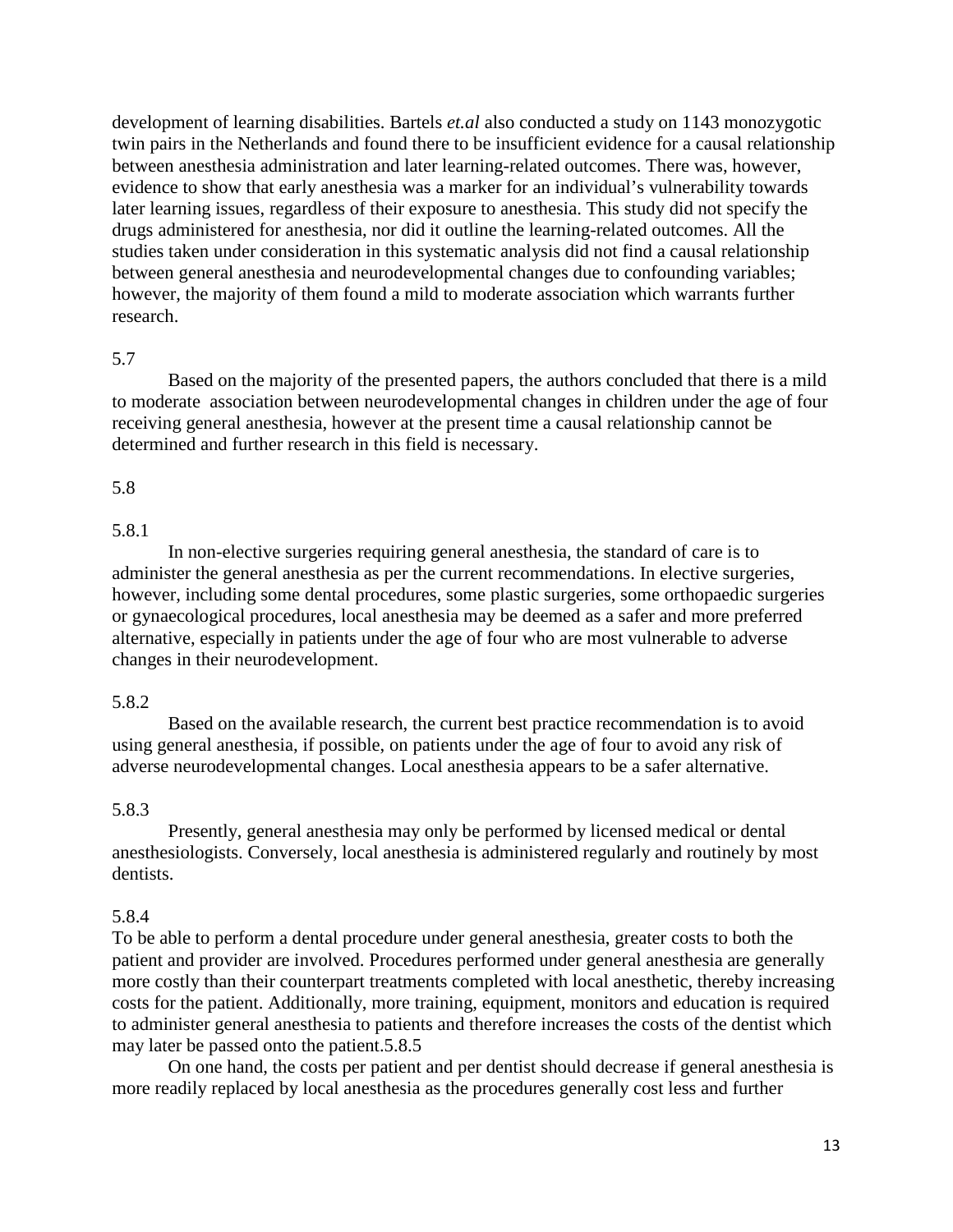development of learning disabilities. Bartels *et.al* also conducted a study on 1143 monozygotic twin pairs in the Netherlands and found there to be insufficient evidence for a causal relationship between anesthesia administration and later learning-related outcomes. There was, however, evidence to show that early anesthesia was a marker for an individual's vulnerability towards later learning issues, regardless of their exposure to anesthesia. This study did not specify the drugs administered for anesthesia, nor did it outline the learning-related outcomes. All the studies taken under consideration in this systematic analysis did not find a causal relationship between general anesthesia and neurodevelopmental changes due to confounding variables; however, the majority of them found a mild to moderate association which warrants further research.

5.7

Based on the majority of the presented papers, the authors concluded that there is a mild to moderate association between neurodevelopmental changes in children under the age of four receiving general anesthesia, however at the present time a causal relationship cannot be determined and further research in this field is necessary.

5.8

5.8.1

In non-elective surgeries requiring general anesthesia, the standard of care is to administer the general anesthesia as per the current recommendations. In elective surgeries, however, including some dental procedures, some plastic surgeries, some orthopaedic surgeries or gynaecological procedures, local anesthesia may be deemed as a safer and more preferred alternative, especially in patients under the age of four who are most vulnerable to adverse changes in their neurodevelopment.

5.8.2

Based on the available research, the current best practice recommendation is to avoid using general anesthesia, if possible, on patients under the age of four to avoid any risk of adverse neurodevelopmental changes. Local anesthesia appears to be a safer alternative.

5.8.3

Presently, general anesthesia may only be performed by licensed medical or dental anesthesiologists. Conversely, local anesthesia is administered regularly and routinely by most dentists.

5.8.4

To be able to perform a dental procedure under general anesthesia, greater costs to both the patient and provider are involved. Procedures performed under general anesthesia are generally more costly than their counterpart treatments completed with local anesthetic, thereby increasing costs for the patient. Additionally, more training, equipment, monitors and education is required to administer general anesthesia to patients and therefore increases the costs of the dentist which may later be passed onto the patient.5.8.5

On one hand, the costs per patient and per dentist should decrease if general anesthesia is more readily replaced by local anesthesia as the procedures generally cost less and further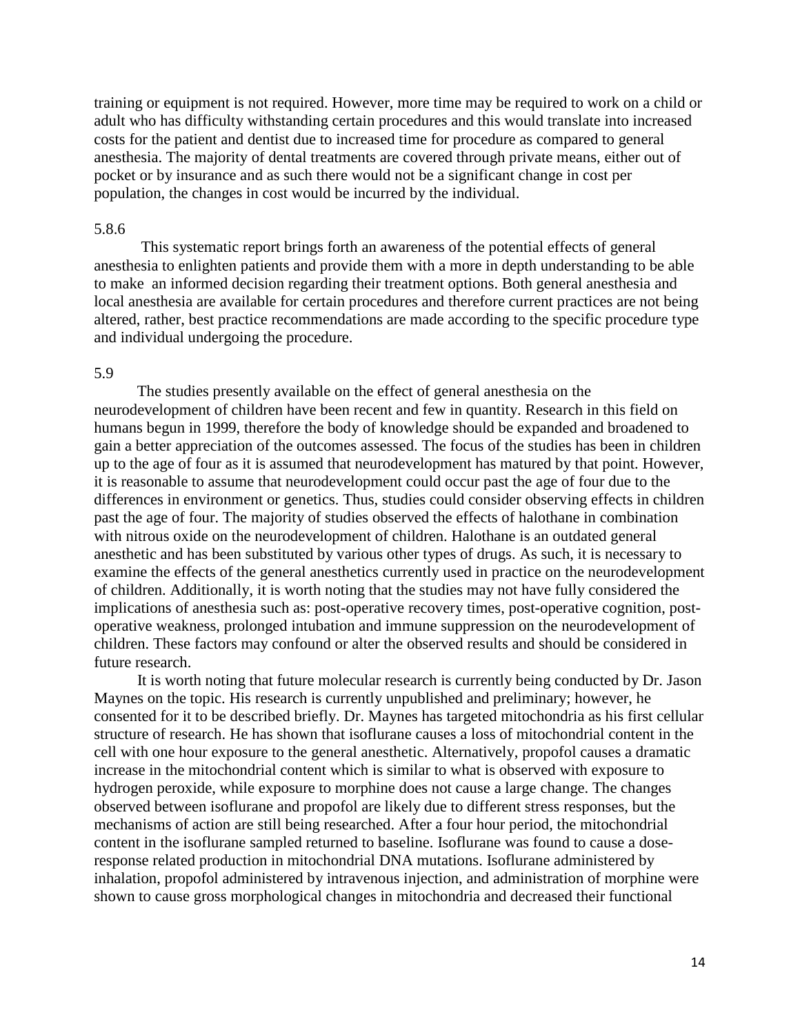training or equipment is not required. However, more time may be required to work on a child or adult who has difficulty withstanding certain procedures and this would translate into increased costs for the patient and dentist due to increased time for procedure as compared to general anesthesia. The majority of dental treatments are covered through private means, either out of pocket or by insurance and as such there would not be a significant change in cost per population, the changes in cost would be incurred by the individual.

5.8.6

This systematic report brings forth an awareness of the potential effects of general anesthesia to enlighten patients and provide them with a more in depth understanding to be able to make an informed decision regarding their treatment options. Both general anesthesia and local anesthesia are available for certain procedures and therefore current practices are not being altered, rather, best practice recommendations are made according to the specific procedure type and individual undergoing the procedure.

5.9

The studies presently available on the effect of general anesthesia on the neurodevelopment of children have been recent and few in quantity. Research in this field on humans begun in 1999, therefore the body of knowledge should be expanded and broadened to gain a better appreciation of the outcomes assessed. The focus of the studies has been in children up to the age of four as it is assumed that neurodevelopment has matured by that point. However, it is reasonable to assume that neurodevelopment could occur past the age of four due to the differences in environment or genetics. Thus, studies could consider observing effects in children past the age of four. The majority of studies observed the effects of halothane in combination with nitrous oxide on the neurodevelopment of children. Halothane is an outdated general anesthetic and has been substituted by various other types of drugs. As such, it is necessary to examine the effects of the general anesthetics currently used in practice on the neurodevelopment of children. Additionally, it is worth noting that the studies may not have fully considered the implications of anesthesia such as: post-operative recovery times, post-operative cognition, post-operative weakness, prolonged intubation and immune suppression on the neurodevelopment of children. These factors may confound or alter the observed results and should be considered in future research.

It is worth noting that future molecular research is currently being conducted by Dr. Jason Maynes on the topic. His research is currently unpublished and preliminary; however, he consented for it to be described briefly. Dr. Maynes has targeted mitochondria as his first cellular structure of research. He has shown that isoflurane causes a loss of mitochondrial content in the cell with one hour exposure to the general anesthetic. Alternatively, propofol causes a dramatic increase in the mitochondrial content which is similar to what is observed with exposure to hydrogen peroxide, while exposure to morphine does not cause a large change. The changes observed between isoflurane and propofol are likely due to different stress responses, but the mechanisms of action are still being researched. After a four hour period, the mitochondrial content in the isoflurane sampled returned to baseline. Isoflurane was found to cause a dose-response related production in mitochondrial DNA mutations. Isoflurane administered by inhalation, propofol administered by intravenous injection, and administration of morphine were shown to cause gross morphological changes in mitochondria and decreased their functional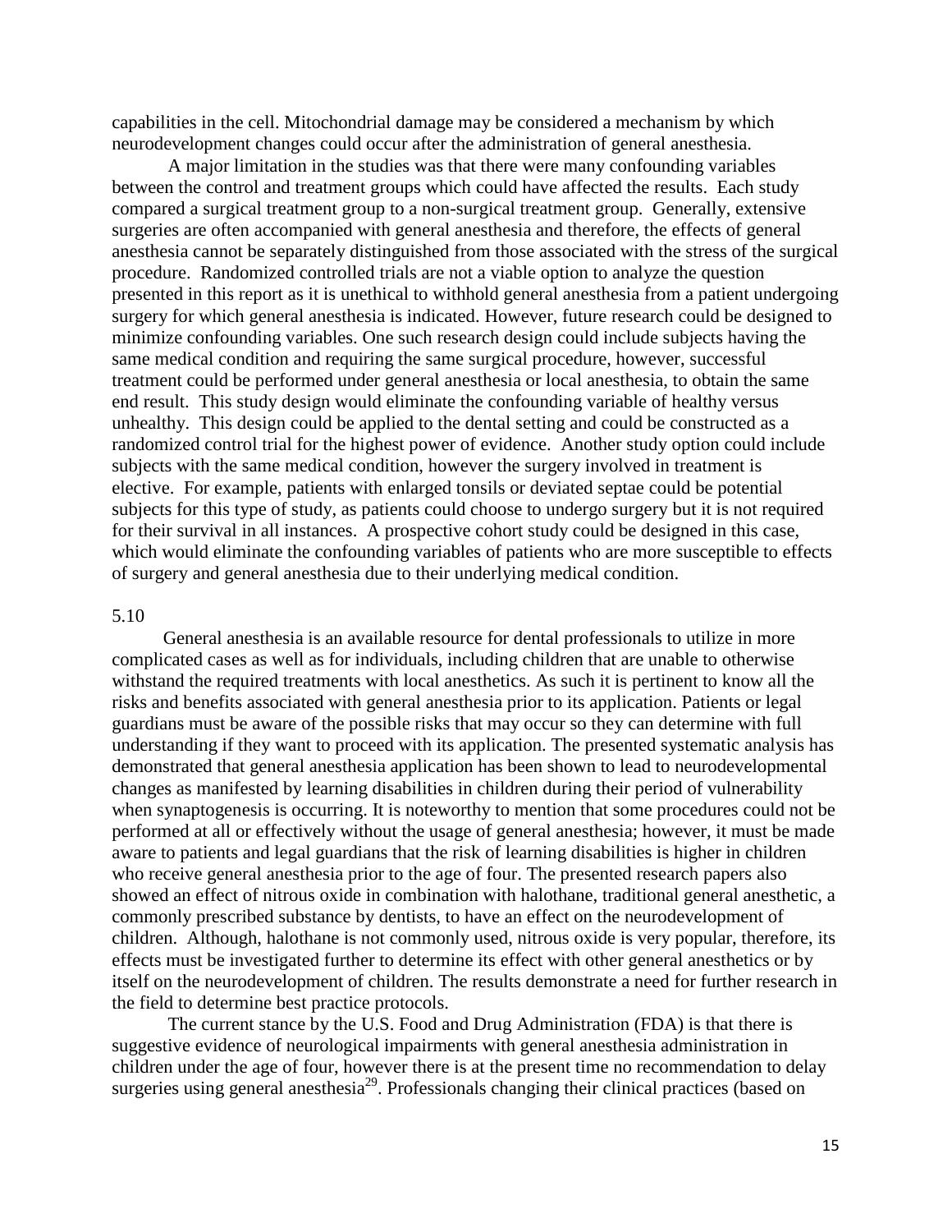capabilities in the cell. Mitochondrial damage may be considered a mechanism by which neurodevelopment changes could occur after the administration of general anesthesia.

A major limitation in the studies was that there were many confounding variables between the control and treatment groups which could have affected the results. Each study compared a surgical treatment group to a non-surgical treatment group. Generally, extensive surgeries are often accompanied with general anesthesia and therefore, the effects of general anesthesia cannot be separately distinguished from those associated with the stress of the surgical procedure. Randomized controlled trials are not a viable option to analyze the question presented in this report as it is unethical to withhold general anesthesia from a patient undergoing surgery for which general anesthesia is indicated. However, future research could be designed to minimize confounding variables. One such research design could include subjects having the same medical condition and requiring the same surgical procedure, however, successful treatment could be performed under general anesthesia or local anesthesia, to obtain the same end result. This study design would eliminate the confounding variable of healthy versus unhealthy. This design could be applied to the dental setting and could be constructed as a randomized control trial for the highest power of evidence. Another study option could include subjects with the same medical condition, however the surgery involved in treatment is elective. For example, patients with enlarged tonsils or deviated septae could be potential subjects for this type of study, as patients could choose to undergo surgery but it is not required for their survival in all instances. A prospective cohort study could be designed in this case, which would eliminate the confounding variables of patients who are more susceptible to effects of surgery and general anesthesia due to their underlying medical condition.

5.10

General anesthesia is an available resource for dental professionals to utilize in more complicated cases as well as for individuals, including children that are unable to otherwise withstand the required treatments with local anesthetics. As such it is pertinent to know all the risks and benefits associated with general anesthesia prior to its application. Patients or legal guardians must be aware of the possible risks that may occur so they can determine with full understanding if they want to proceed with its application. The presented systematic analysis has demonstrated that general anesthesia application has been shown to lead to neurodevelopmental changes as manifested by learning disabilities in children during their period of vulnerability when synaptogenesis is occurring. It is noteworthy to mention that some procedures could not be performed at all or effectively without the usage of general anesthesia; however, it must be made aware to patients and legal guardians that the risk of learning disabilities is higher in children who receive general anesthesia prior to the age of four. The presented research papers also showed an effect of nitrous oxide in combination with halothane, traditional general anesthetic, a commonly prescribed substance by dentists, to have an effect on the neurodevelopment of children. Although, halothane is not commonly used, nitrous oxide is very popular, therefore, its effects must be investigated further to determine its effect with other general anesthetics or by itself on the neurodevelopment of children. The results demonstrate a need for further research in the field to determine best practice protocols.

The current stance by the U.S. Food and Drug Administration (FDA) is that there is suggestive evidence of neurological impairments with general anesthesia administration in children under the age of four, however there is at the present time no recommendation to delay surgeries using general anesthesia[29]. Professionals changing their clinical practices (based on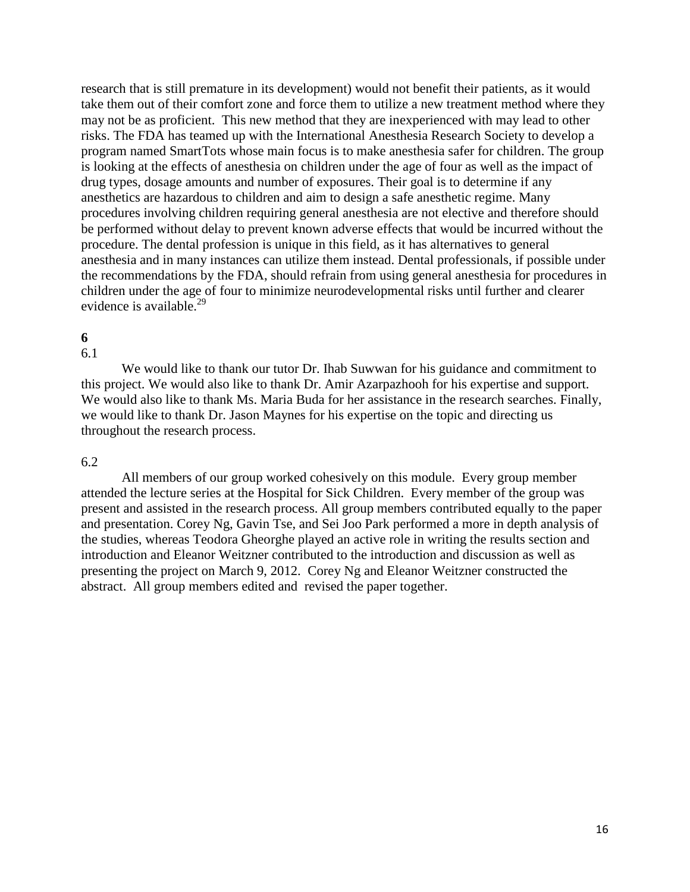research that is still premature in its development) would not benefit their patients, as it would take them out of their comfort zone and force them to utilize a new treatment method where they may not be as proficient. This new method that they are inexperienced with may lead to other risks. The FDA has teamed up with the International Anesthesia Research Society to develop a program named SmartTots whose main focus is to make anesthesia safer for children. The group is looking at the effects of anesthesia on children under the age of four as well as the impact of drug types, dosage amounts and number of exposures. Their goal is to determine if any anesthetics are hazardous to children and aim to design a safe anesthetic regime. Many procedures involving children requiring general anesthesia are not elective and therefore should be performed without delay to prevent known adverse effects that would be incurred without the procedure. The dental profession is unique in this field, as it has alternatives to general anesthesia and in many instances can utilize them instead. Dental professionals, if possible under the recommendations by the FDA, should refrain from using general anesthesia for procedures in children under the age of four to minimize neurodevelopmental risks until further and clearer evidence is available.[29]

## 6

6.1

We would like to thank our tutor Dr. Ihab Suwwan for his guidance and commitment to this project. We would also like to thank Dr. Amir Azarpazhooh for his expertise and support. We would also like to thank Ms. Maria Buda for her assistance in the research searches. Finally, we would like to thank Dr. Jason Maynes for his expertise on the topic and directing us throughout the research process.

6.2

All members of our group worked cohesively on this module. Every group member attended the lecture series at the Hospital for Sick Children. Every member of the group was present and assisted in the research process. All group members contributed equally to the paper and presentation. Corey Ng, Gavin Tse, and Sei Joo Park performed a more in depth analysis of the studies, whereas Teodora Gheorghe played an active role in writing the results section and introduction and Eleanor Weitzner contributed to the introduction and discussion as well as presenting the project on March 9, 2012. Corey Ng and Eleanor Weitzner constructed the abstract. All group members edited and revised the paper together.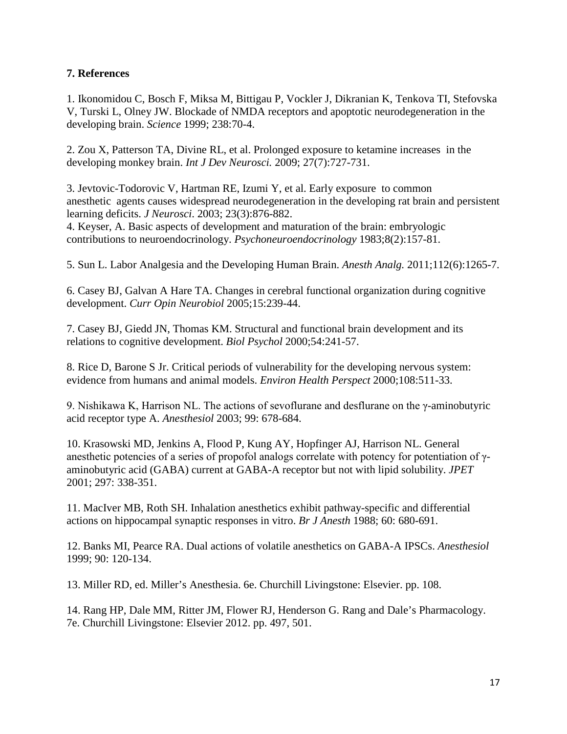## 7. References

1. Ikonomidou C, Bosch F, Miksa M, Bittigau P, Vockler J, Dikranian K, Tenkova TI, Stefovska V, Turski L, Olney JW. Blockade of NMDA receptors and apoptotic neurodegeneration in the developing brain. *Science* 1999; 238:70-4.

2. Zou X, Patterson TA, Divine RL, et al. Prolonged exposure to ketamine increases in the developing monkey brain. *Int J Dev Neurosci.* 2009; 27(7):727-731.

3. Jevtovic-Todorovic V, Hartman RE, Izumi Y, et al. Early exposure to common anesthetic agents causes widespread neurodegeneration in the developing rat brain and persistent learning deficits. *J Neurosci*. 2003; 23(3):876-882.

4. Keyser, A. Basic aspects of development and maturation of the brain: embryologic contributions to neuroendocrinology. *Psychoneuroendocrinology* 1983;8(2):157-81.

5. Sun L. Labor Analgesia and the Developing Human Brain. *Anesth Analg.* 2011;112(6):1265-7.

6. Casey BJ, Galvan A Hare TA. Changes in cerebral functional organization during cognitive development. *Curr Opin Neurobiol* 2005;15:239-44.

7. Casey BJ, Giedd JN, Thomas KM. Structural and functional brain development and its relations to cognitive development. *Biol Psychol* 2000;54:241-57.

8. Rice D, Barone S Jr. Critical periods of vulnerability for the developing nervous system: evidence from humans and animal models. *Environ Health Perspect* 2000;108:511-33.

9. Nishikawa K, Harrison NL. The actions of sevoflurane and desflurane on the γ-aminobutyric acid receptor type A. *Anesthesiol* 2003; 99: 678-684.

10. Krasowski MD, Jenkins A, Flood P, Kung AY, Hopfinger AJ, Harrison NL. General anesthetic potencies of a series of propofol analogs correlate with potency for potentiation of γ-aminobutyric acid (GABA) current at GABA-A receptor but not with lipid solubility. *JPET* 2001; 297: 338-351.

11. MacIver MB, Roth SH. Inhalation anesthetics exhibit pathway-specific and differential actions on hippocampal synaptic responses in vitro. *Br J Anesth* 1988; 60: 680-691.

12. Banks MI, Pearce RA. Dual actions of volatile anesthetics on GABA-A IPSCs. *Anesthesiol* 1999; 90: 120-134.

13. Miller RD, ed. Miller's Anesthesia. 6e. Churchill Livingstone: Elsevier. pp. 108.

14. Rang HP, Dale MM, Ritter JM, Flower RJ, Henderson G. Rang and Dale's Pharmacology. 7e. Churchill Livingstone: Elsevier 2012. pp. 497, 501.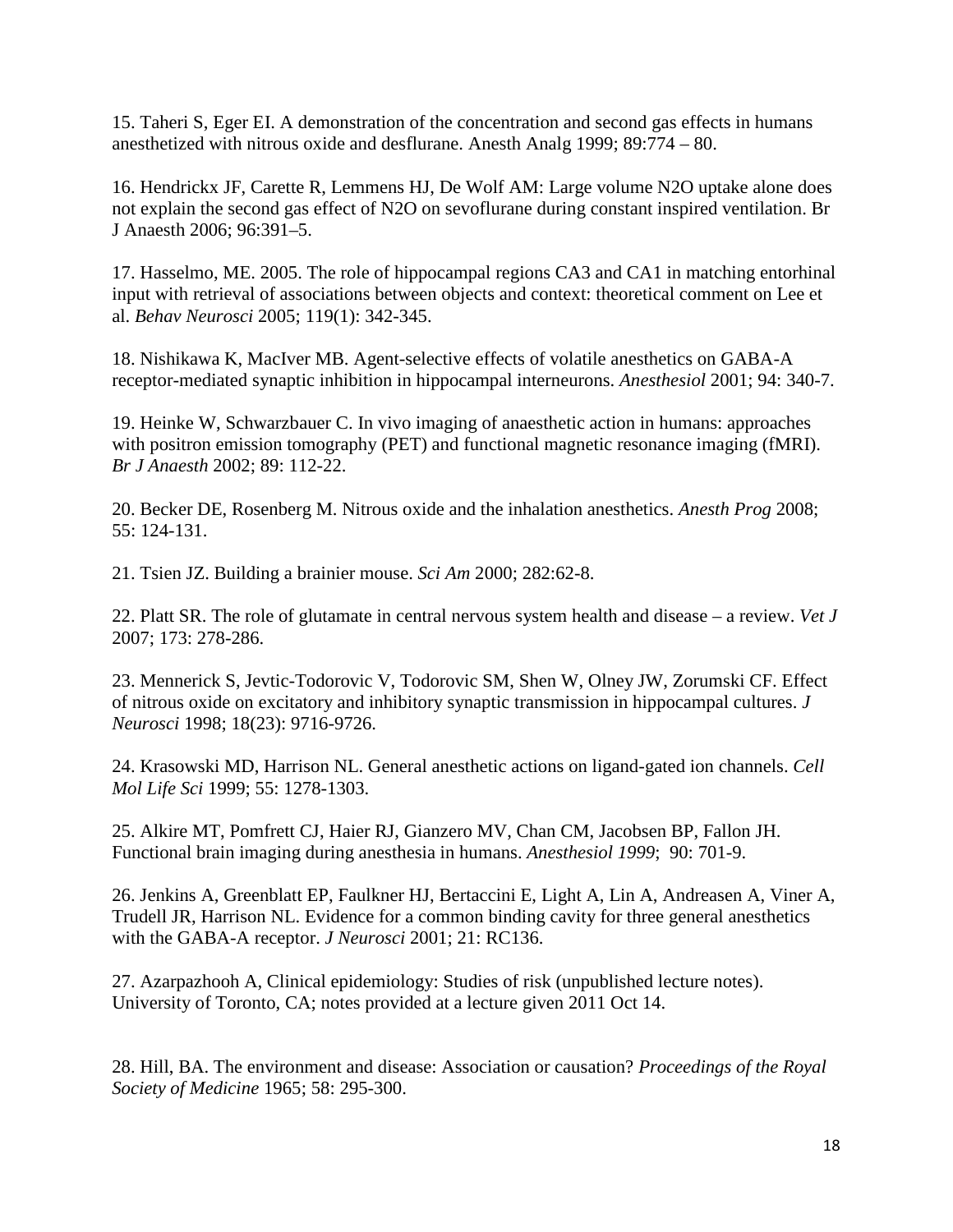15. Taheri S, Eger EI. A demonstration of the concentration and second gas effects in humans anesthetized with nitrous oxide and desflurane. Anesth Analg 1999; 89:774 – 80.

16. Hendrickx JF, Carette R, Lemmens HJ, De Wolf AM: Large volume N2O uptake alone does not explain the second gas effect of N2O on sevoflurane during constant inspired ventilation. Br J Anaesth 2006; 96:391–5.

17. Hasselmo, ME. 2005. The role of hippocampal regions CA3 and CA1 in matching entorhinal input with retrieval of associations between objects and context: theoretical comment on Lee et al. *Behav Neurosci* 2005; 119(1): 342-345.

18. Nishikawa K, MacIver MB. Agent-selective effects of volatile anesthetics on GABA-A receptor-mediated synaptic inhibition in hippocampal interneurons. *Anesthesiol* 2001; 94: 340-7.

19. Heinke W, Schwarzbauer C. In vivo imaging of anaesthetic action in humans: approaches with positron emission tomography (PET) and functional magnetic resonance imaging (fMRI). *Br J Anaesth* 2002; 89: 112-22.

20. Becker DE, Rosenberg M. Nitrous oxide and the inhalation anesthetics. *Anesth Prog* 2008; 55: 124-131.

21. Tsien JZ. Building a brainier mouse. *Sci Am* 2000; 282:62-8.

22. Platt SR. The role of glutamate in central nervous system health and disease – a review. *Vet J* 2007; 173: 278-286.

23. Mennerick S, Jevtic-Todorovic V, Todorovic SM, Shen W, Olney JW, Zorumski CF. Effect of nitrous oxide on excitatory and inhibitory synaptic transmission in hippocampal cultures. *J Neurosci* 1998; 18(23): 9716-9726.

24. Krasowski MD, Harrison NL. General anesthetic actions on ligand-gated ion channels. *Cell Mol Life Sci* 1999; 55: 1278-1303.

25. Alkire MT, Pomfrett CJ, Haier RJ, Gianzero MV, Chan CM, Jacobsen BP, Fallon JH. Functional brain imaging during anesthesia in humans. *Anesthesiol 1999*; 90: 701-9.

26. Jenkins A, Greenblatt EP, Faulkner HJ, Bertaccini E, Light A, Lin A, Andreasen A, Viner A, Trudell JR, Harrison NL. Evidence for a common binding cavity for three general anesthetics with the GABA-A receptor. *J Neurosci* 2001; 21: RC136.

27. Azarpazhooh A, Clinical epidemiology: Studies of risk (unpublished lecture notes). University of Toronto, CA; notes provided at a lecture given 2011 Oct 14.

28. Hill, BA. The environment and disease: Association or causation? *Proceedings of the Royal Society of Medicine* 1965; 58: 295-300.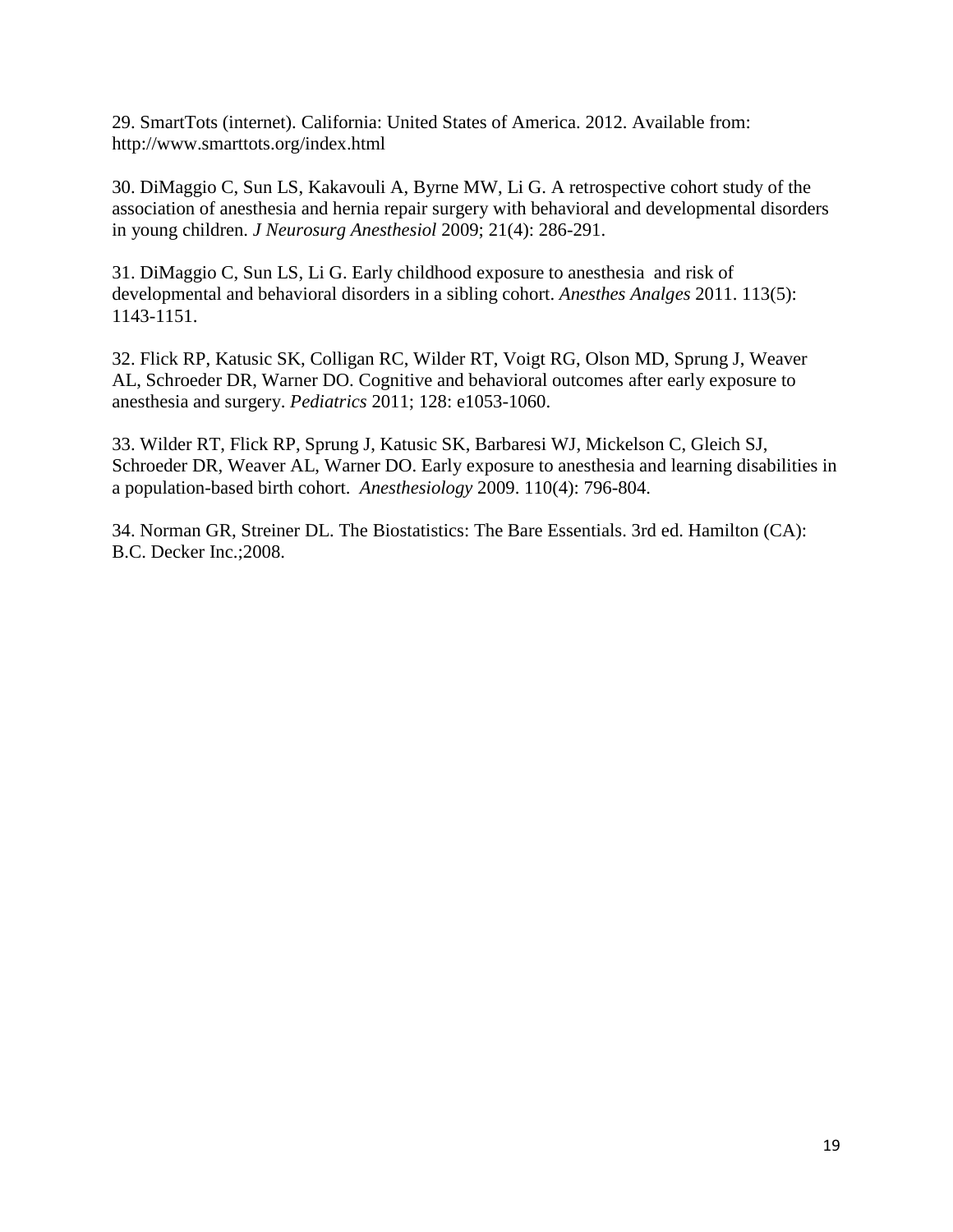29. SmartTots (internet). California: United States of America. 2012. Available from: http://www.smarttots.org/index.html

30. DiMaggio C, Sun LS, Kakavouli A, Byrne MW, Li G. A retrospective cohort study of the association of anesthesia and hernia repair surgery with behavioral and developmental disorders in young children. *J Neurosurg Anesthesiol* 2009; 21(4): 286-291.

31. DiMaggio C, Sun LS, Li G. Early childhood exposure to anesthesia and risk of developmental and behavioral disorders in a sibling cohort. *Anesthes Analges* 2011. 113(5): 1143-1151.

32. Flick RP, Katusic SK, Colligan RC, Wilder RT, Voigt RG, Olson MD, Sprung J, Weaver AL, Schroeder DR, Warner DO. Cognitive and behavioral outcomes after early exposure to anesthesia and surgery. *Pediatrics* 2011; 128: e1053-1060.

33. Wilder RT, Flick RP, Sprung J, Katusic SK, Barbaresi WJ, Mickelson C, Gleich SJ, Schroeder DR, Weaver AL, Warner DO. Early exposure to anesthesia and learning disabilities in a population-based birth cohort. *Anesthesiology* 2009. 110(4): 796-804.

34. Norman GR, Streiner DL. The Biostatistics: The Bare Essentials. 3rd ed. Hamilton (CA): B.C. Decker Inc.;2008.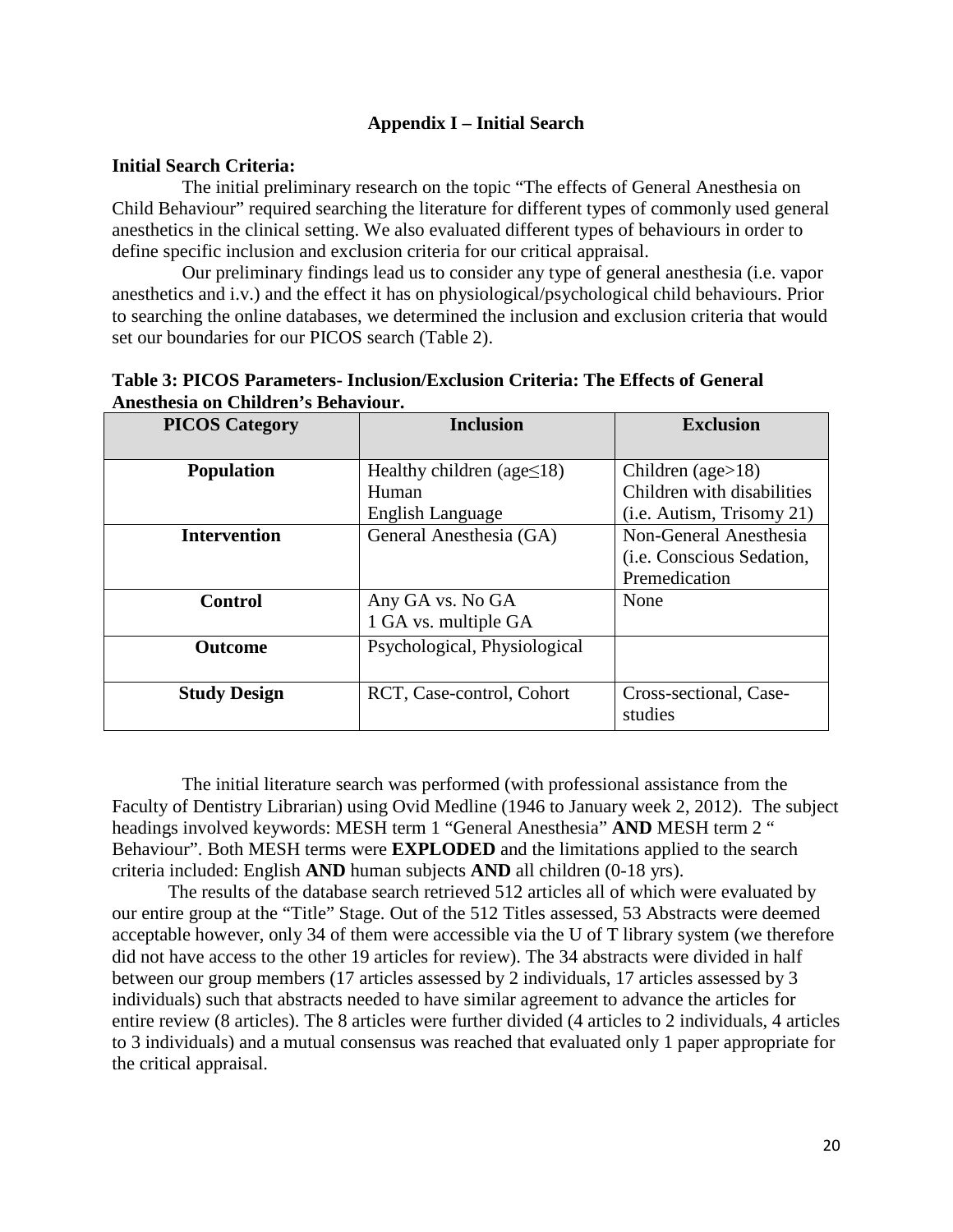## Appendix I – Initial Search

**Initial Search Criteria:**

The initial preliminary research on the topic "The effects of General Anesthesia on Child Behaviour" required searching the literature for different types of commonly used general anesthetics in the clinical setting. We also evaluated different types of behaviours in order to define specific inclusion and exclusion criteria for our critical appraisal.

Our preliminary findings lead us to consider any type of general anesthesia (i.e. vapor anesthetics and i.v.) and the effect it has on physiological/psychological child behaviours. Prior to searching the online databases, we determined the inclusion and exclusion criteria that would set our boundaries for our PICOS search (Table 2).

**Table 3: PICOS Parameters- Inclusion/Exclusion Criteria: The Effects of General Anesthesia on Children's Behaviour.**

| PICOS Category | Inclusion | Exclusion |
|---|---|---|
| **Population** | Healthy children (age≤18)<br>Human<br>English Language | Children (age>18)<br>Children with disabilities<br>(i.e. Autism, Trisomy 21) |
| **Intervention** | General Anesthesia (GA) | Non-General Anesthesia<br>(i.e. Conscious Sedation,<br>Premedication |
| **Control** | Any GA vs. No GA<br>1 GA vs. multiple GA | None |
| **Outcome** | Psychological, Physiological | |
| **Study Design** | RCT, Case-control, Cohort | Cross-sectional, Case-studies |

The initial literature search was performed (with professional assistance from the Faculty of Dentistry Librarian) using Ovid Medline (1946 to January week 2, 2012). The subject headings involved keywords: MESH term 1 "General Anesthesia" **AND** MESH term 2 " Behaviour". Both MESH terms were **EXPLODED** and the limitations applied to the search criteria included: English **AND** human subjects **AND** all children (0-18 yrs).

The results of the database search retrieved 512 articles all of which were evaluated by our entire group at the "Title" Stage. Out of the 512 Titles assessed, 53 Abstracts were deemed acceptable however, only 34 of them were accessible via the U of T library system (we therefore did not have access to the other 19 articles for review). The 34 abstracts were divided in half between our group members (17 articles assessed by 2 individuals, 17 articles assessed by 3 individuals) such that abstracts needed to have similar agreement to advance the articles for entire review (8 articles). The 8 articles were further divided (4 articles to 2 individuals, 4 articles to 3 individuals) and a mutual consensus was reached that evaluated only 1 paper appropriate for the critical appraisal.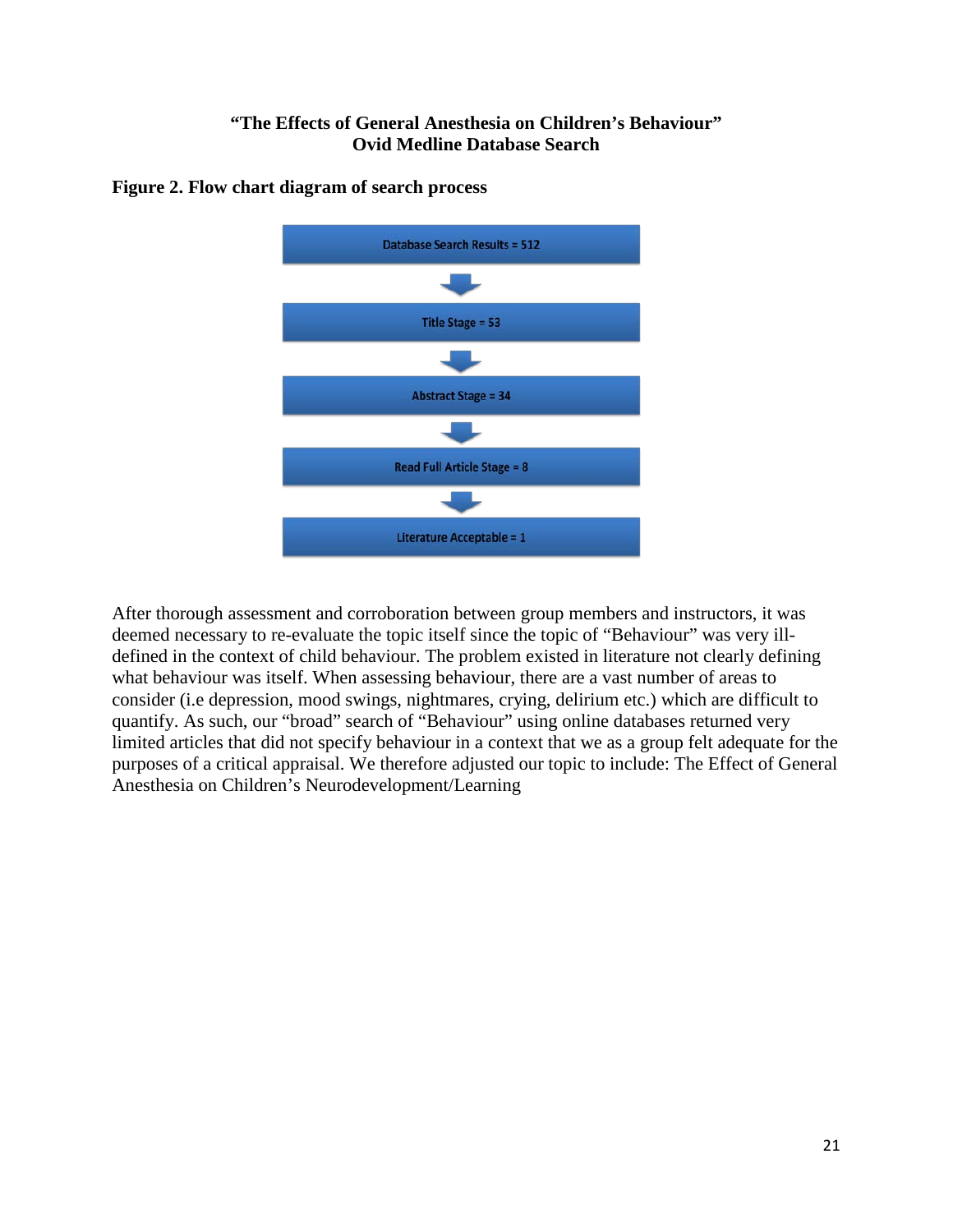**"The Effects of General Anesthesia on Children's Behaviour"**
**Ovid Medline Database Search**

**Figure 2. Flow chart diagram of search process**

Database Search Results = 512

↓

Title Stage = 53

↓

Abstract Stage = 34

↓

Read Full Article Stage = 8

↓

Literature Acceptable = 1

After thorough assessment and corroboration between group members and instructors, it was deemed necessary to re-evaluate the topic itself since the topic of "Behaviour" was very ill-defined in the context of child behaviour. The problem existed in literature not clearly defining what behaviour was itself. When assessing behaviour, there are a vast number of areas to consider (i.e depression, mood swings, nightmares, crying, delirium etc.) which are difficult to quantify. As such, our "broad" search of "Behaviour" using online databases returned very limited articles that did not specify behaviour in a context that we as a group felt adequate for the purposes of a critical appraisal. We therefore adjusted our topic to include: The Effect of General Anesthesia on Children's Neurodevelopment/Learning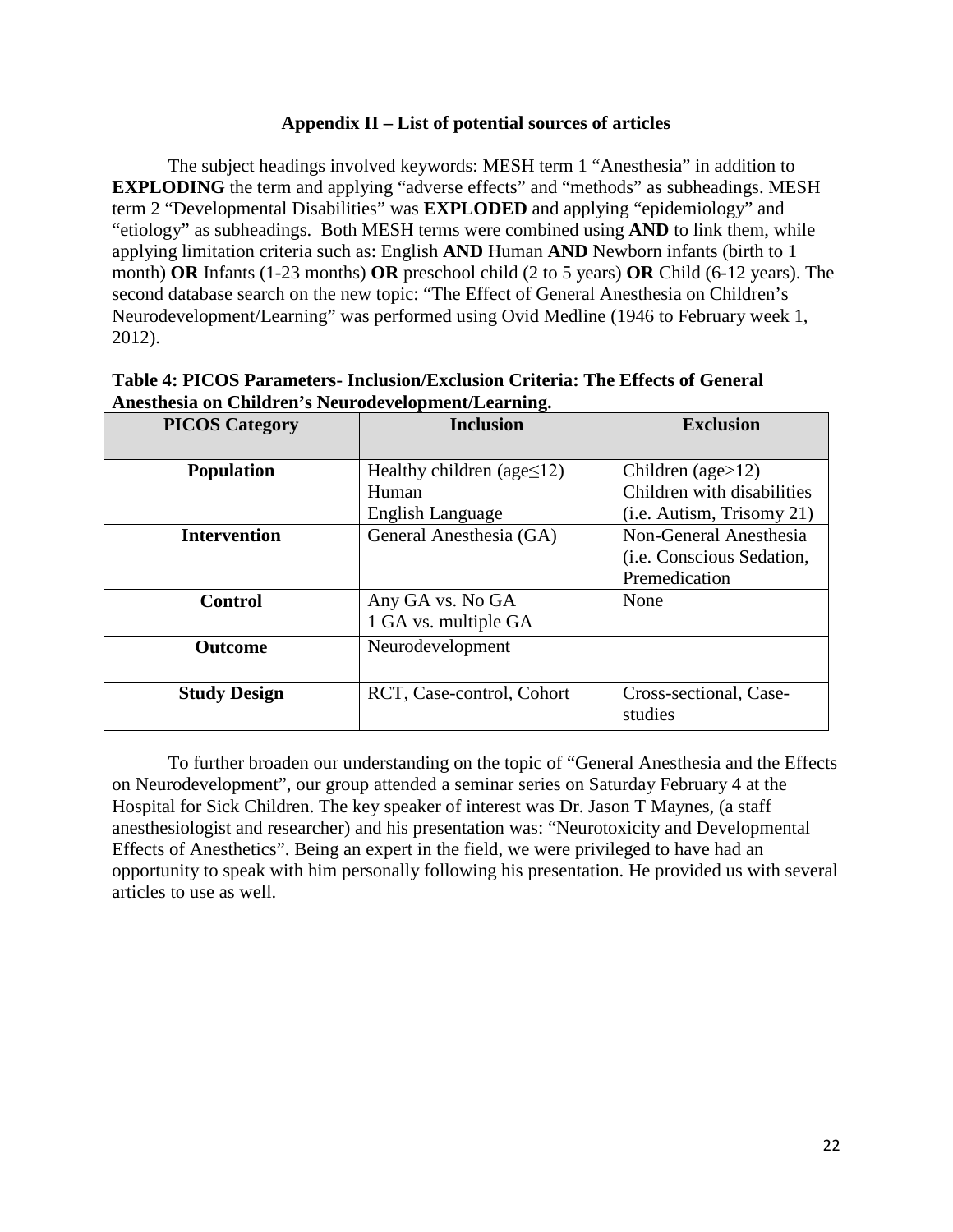## Appendix II – List of potential sources of articles

The subject headings involved keywords: MESH term 1 "Anesthesia" in addition to **EXPLODING** the term and applying "adverse effects" and "methods" as subheadings. MESH term 2 "Developmental Disabilities" was **EXPLODED** and applying "epidemiology" and "etiology" as subheadings. Both MESH terms were combined using **AND** to link them, while applying limitation criteria such as: English **AND** Human **AND** Newborn infants (birth to 1 month) **OR** Infants (1-23 months) **OR** preschool child (2 to 5 years) **OR** Child (6-12 years). The second database search on the new topic: "The Effect of General Anesthesia on Children's Neurodevelopment/Learning" was performed using Ovid Medline (1946 to February week 1, 2012).

**Table 4: PICOS Parameters- Inclusion/Exclusion Criteria: The Effects of General Anesthesia on Children's Neurodevelopment/Learning.**

| PICOS Category | Inclusion | Exclusion |
|---|---|---|
| **Population** | Healthy children (age≤12)<br>Human<br>English Language | Children (age>12)<br>Children with disabilities (i.e. Autism, Trisomy 21) |
| **Intervention** | General Anesthesia (GA) | Non-General Anesthesia (i.e. Conscious Sedation, Premedication |
| **Control** | Any GA vs. No GA<br>1 GA vs. multiple GA | None |
| **Outcome** | Neurodevelopment | |
| **Study Design** | RCT, Case-control, Cohort | Cross-sectional, Case-studies |

To further broaden our understanding on the topic of "General Anesthesia and the Effects on Neurodevelopment", our group attended a seminar series on Saturday February 4 at the Hospital for Sick Children. The key speaker of interest was Dr. Jason T Maynes, (a staff anesthesiologist and researcher) and his presentation was: "Neurotoxicity and Developmental Effects of Anesthetics". Being an expert in the field, we were privileged to have had an opportunity to speak with him personally following his presentation. He provided us with several articles to use as well.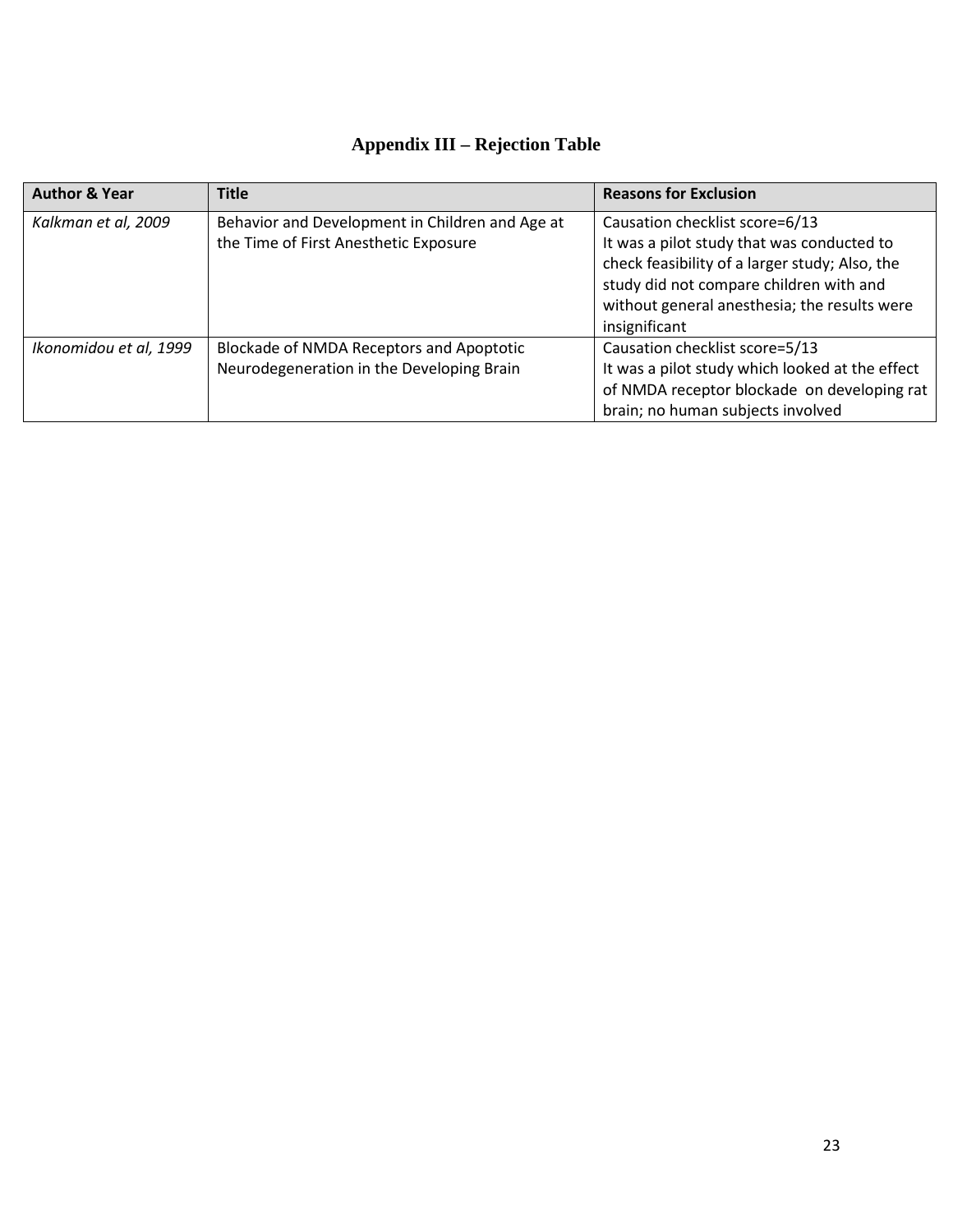# Appendix III – Rejection Table

| **Author & Year** | **Title** | **Reasons for Exclusion** |
|---|---|---|
| *Kalkman et al, 2009* | Behavior and Development in Children and Age at the Time of First Anesthetic Exposure | Causation checklist score=6/13<br>It was a pilot study that was conducted to check feasibility of a larger study; Also, the study did not compare children with and without general anesthesia; the results were insignificant |
| *Ikonomidou et al, 1999* | Blockade of NMDA Receptors and Apoptotic Neurodegeneration in the Developing Brain | Causation checklist score=5/13<br>It was a pilot study which looked at the effect of NMDA receptor blockade on developing rat brain; no human subjects involved |